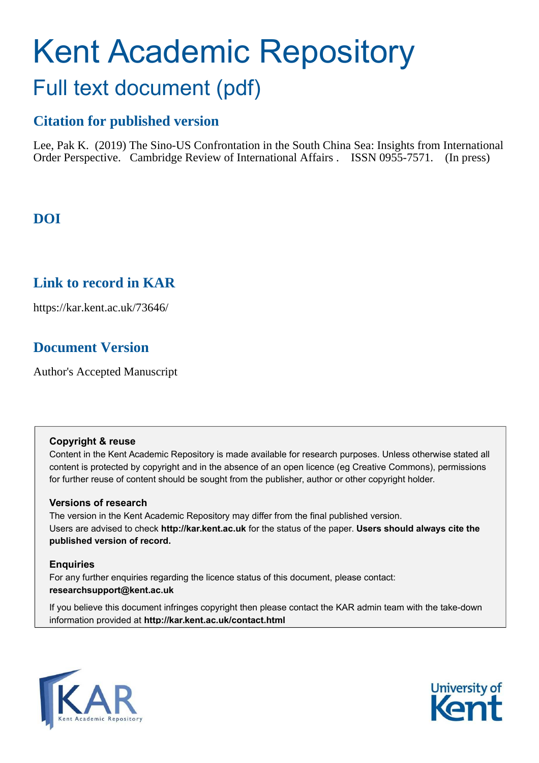# Kent Academic Repository

## Full text document (pdf)

### Citation for published version

Lee, Pak K. (2019) The Sino-US Confrontation in the South China Sea: Insights from International Order Perspective. Cambridge Review of International Affairs . ISSN 0955-7571. (In press)

### DOI

### Link to record in KAR

https://kar.kent.ac.uk/73646/

### Document Version

Author's Accepted Manuscript

**Copyright & reuse**

Content in the Kent Academic Repository is made available for research purposes. Unless otherwise stated all content is protected by copyright and in the absence of an open licence (eg Creative Commons), permissions for further reuse of content should be sought from the publisher, author or other copyright holder.

**Versions of research**

The version in the Kent Academic Repository may differ from the final published version. Users are advised to check **http://kar.kent.ac.uk** for the status of the paper. **Users should always cite the published version of record.**

**Enquiries**

For any further enquiries regarding the licence status of this document, please contact: **researchsupport@kent.ac.uk**

If you believe this document infringes copyright then please contact the KAR admin team with the take-down information provided at **http://kar.kent.ac.uk/contact.html**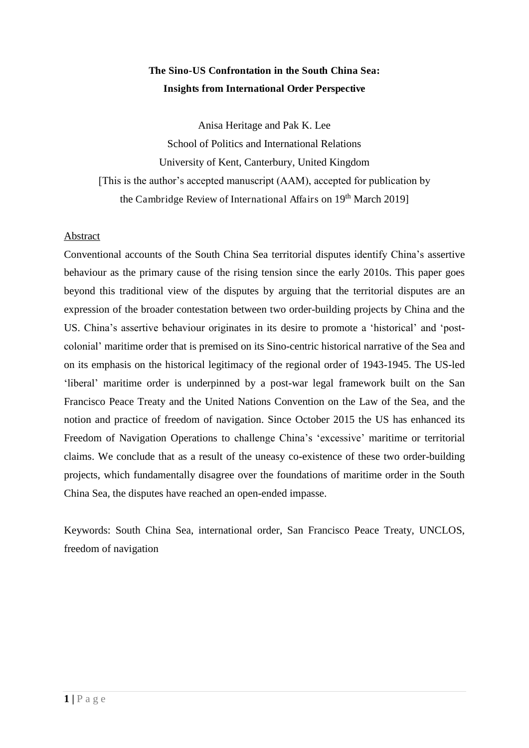**The Sino-US Confrontation in the South China Sea:**
**Insights from International Order Perspective**

Anisa Heritage and Pak K. Lee

School of Politics and International Relations

University of Kent, Canterbury, United Kingdom

[This is the author's accepted manuscript (AAM), accepted for publication by the Cambridge Review of International Affairs on 19th March 2019]

Abstract

Conventional accounts of the South China Sea territorial disputes identify China's assertive behaviour as the primary cause of the rising tension since the early 2010s. This paper goes beyond this traditional view of the disputes by arguing that the territorial disputes are an expression of the broader contestation between two order-building projects by China and the US. China's assertive behaviour originates in its desire to promote a 'historical' and 'post-colonial' maritime order that is premised on its Sino-centric historical narrative of the Sea and on its emphasis on the historical legitimacy of the regional order of 1943-1945. The US-led 'liberal' maritime order is underpinned by a post-war legal framework built on the San Francisco Peace Treaty and the United Nations Convention on the Law of the Sea, and the notion and practice of freedom of navigation. Since October 2015 the US has enhanced its Freedom of Navigation Operations to challenge China's 'excessive' maritime or territorial claims. We conclude that as a result of the uneasy co-existence of these two order-building projects, which fundamentally disagree over the foundations of maritime order in the South China Sea, the disputes have reached an open-ended impasse.

Keywords: South China Sea, international order, San Francisco Peace Treaty, UNCLOS, freedom of navigation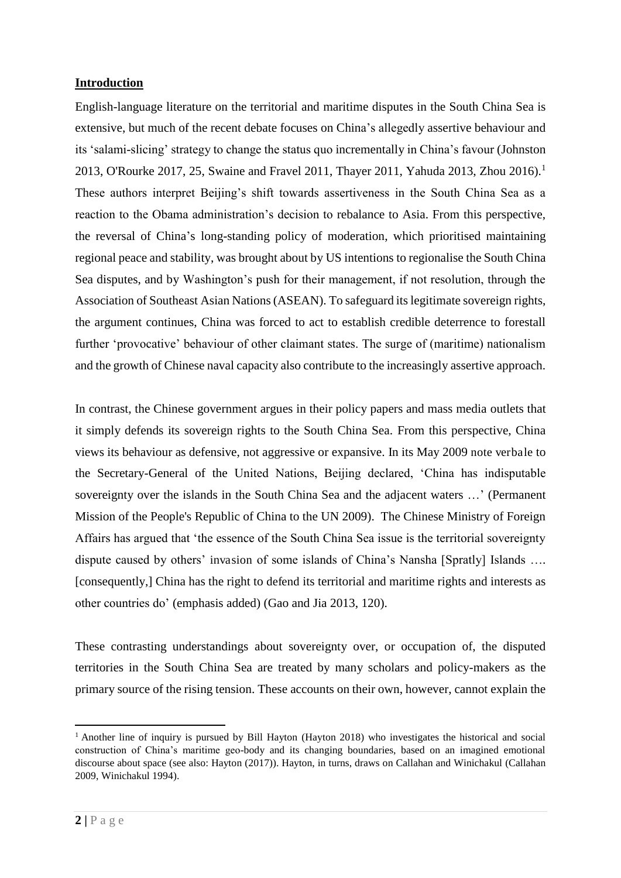## **Introduction**

English-language literature on the territorial and maritime disputes in the South China Sea is extensive, but much of the recent debate focuses on China's allegedly assertive behaviour and its 'salami-slicing' strategy to change the status quo incrementally in China's favour (Johnston 2013, O'Rourke 2017, 25, Swaine and Fravel 2011, Thayer 2011, Yahuda 2013, Zhou 2016).[1] These authors interpret Beijing's shift towards assertiveness in the South China Sea as a reaction to the Obama administration's decision to rebalance to Asia. From this perspective, the reversal of China's long-standing policy of moderation, which prioritised maintaining regional peace and stability, was brought about by US intentions to regionalise the South China Sea disputes, and by Washington's push for their management, if not resolution, through the Association of Southeast Asian Nations (ASEAN). To safeguard its legitimate sovereign rights, the argument continues, China was forced to act to establish credible deterrence to forestall further 'provocative' behaviour of other claimant states. The surge of (maritime) nationalism and the growth of Chinese naval capacity also contribute to the increasingly assertive approach.

In contrast, the Chinese government argues in their policy papers and mass media outlets that it simply defends its sovereign rights to the South China Sea. From this perspective, China views its behaviour as defensive, not aggressive or expansive. In its May 2009 note verbale to the Secretary-General of the United Nations, Beijing declared, 'China has indisputable sovereignty over the islands in the South China Sea and the adjacent waters …' (Permanent Mission of the People's Republic of China to the UN 2009). The Chinese Ministry of Foreign Affairs has argued that 'the essence of the South China Sea issue is the territorial sovereignty dispute caused by others' invasion of some islands of China's Nansha [Spratly] Islands …. [consequently,] China has the right to defend its territorial and maritime rights and interests as other countries do' (emphasis added) (Gao and Jia 2013, 120).

These contrasting understandings about sovereignty over, or occupation of, the disputed territories in the South China Sea are treated by many scholars and policy-makers as the primary source of the rising tension. These accounts on their own, however, cannot explain the

---

[1] Another line of inquiry is pursued by Bill Hayton (Hayton 2018) who investigates the historical and social construction of China's maritime geo-body and its changing boundaries, based on an imagined emotional discourse about space (see also: Hayton (2017)). Hayton, in turns, draws on Callahan and Winichakul (Callahan 2009, Winichakul 1994).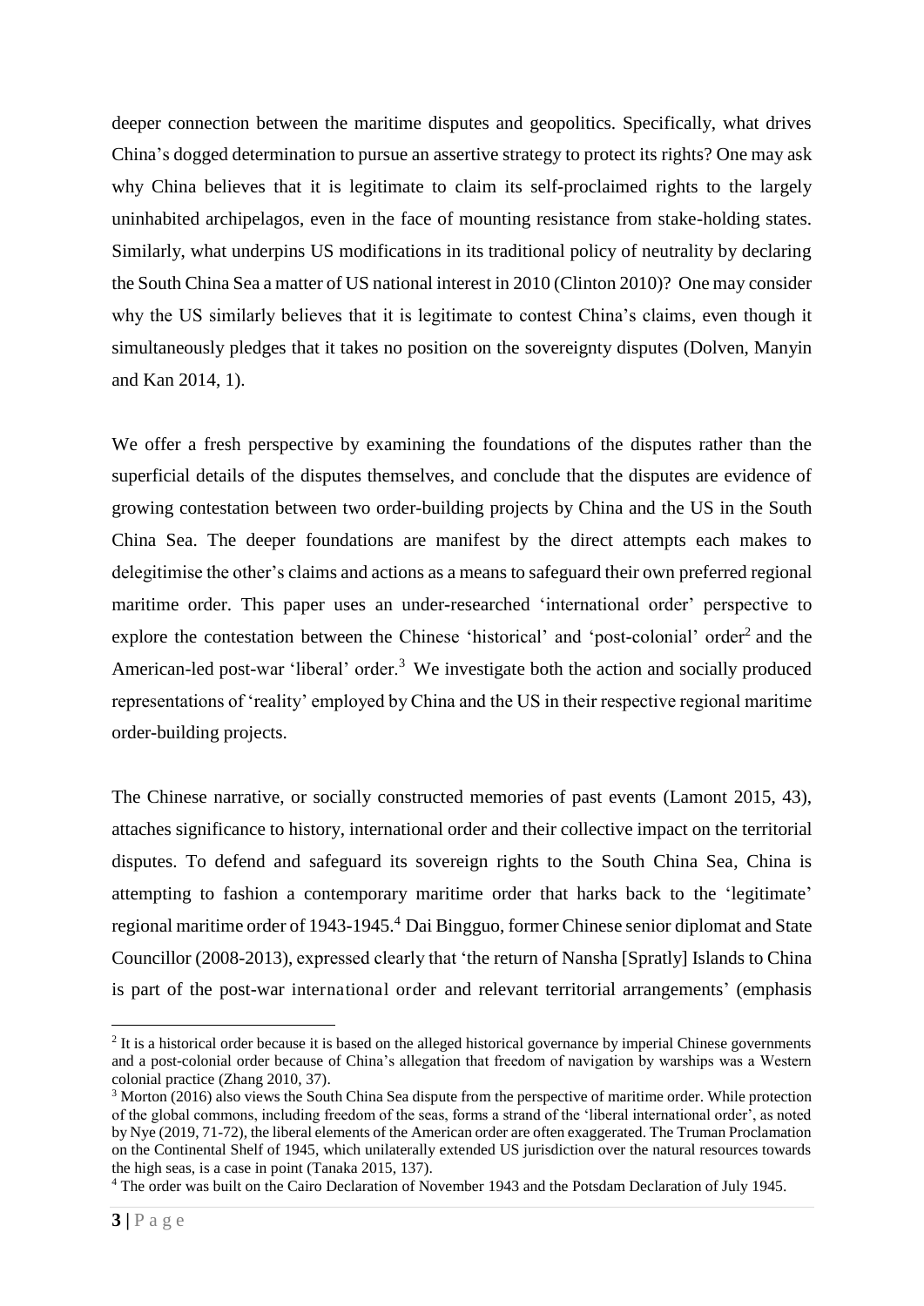deeper connection between the maritime disputes and geopolitics. Specifically, what drives China's dogged determination to pursue an assertive strategy to protect its rights? One may ask why China believes that it is legitimate to claim its self-proclaimed rights to the largely uninhabited archipelagos, even in the face of mounting resistance from stake-holding states. Similarly, what underpins US modifications in its traditional policy of neutrality by declaring the South China Sea a matter of US national interest in 2010 (Clinton 2010)? One may consider why the US similarly believes that it is legitimate to contest China's claims, even though it simultaneously pledges that it takes no position on the sovereignty disputes (Dolven, Manyin and Kan 2014, 1).

We offer a fresh perspective by examining the foundations of the disputes rather than the superficial details of the disputes themselves, and conclude that the disputes are evidence of growing contestation between two order-building projects by China and the US in the South China Sea. The deeper foundations are manifest by the direct attempts each makes to delegitimise the other's claims and actions as a means to safeguard their own preferred regional maritime order. This paper uses an under-researched 'international order' perspective to explore the contestation between the Chinese 'historical' and 'post-colonial' order[2] and the American-led post-war 'liberal' order.[3] We investigate both the action and socially produced representations of 'reality' employed by China and the US in their respective regional maritime order-building projects.

The Chinese narrative, or socially constructed memories of past events (Lamont 2015, 43), attaches significance to history, international order and their collective impact on the territorial disputes. To defend and safeguard its sovereign rights to the South China Sea, China is attempting to fashion a contemporary maritime order that harks back to the 'legitimate' regional maritime order of 1943-1945.[4] Dai Bingguo, former Chinese senior diplomat and State Councillor (2008-2013), expressed clearly that 'the return of Nansha [Spratly] Islands to China is part of the post-war international order and relevant territorial arrangements' (emphasis

---

[2] It is a historical order because it is based on the alleged historical governance by imperial Chinese governments and a post-colonial order because of China's allegation that freedom of navigation by warships was a Western colonial practice (Zhang 2010, 37).

[3] Morton (2016) also views the South China Sea dispute from the perspective of maritime order. While protection of the global commons, including freedom of the seas, forms a strand of the 'liberal international order', as noted by Nye (2019, 71-72), the liberal elements of the American order are often exaggerated. The Truman Proclamation on the Continental Shelf of 1945, which unilaterally extended US jurisdiction over the natural resources towards the high seas, is a case in point (Tanaka 2015, 137).

[4] The order was built on the Cairo Declaration of November 1943 and the Potsdam Declaration of July 1945.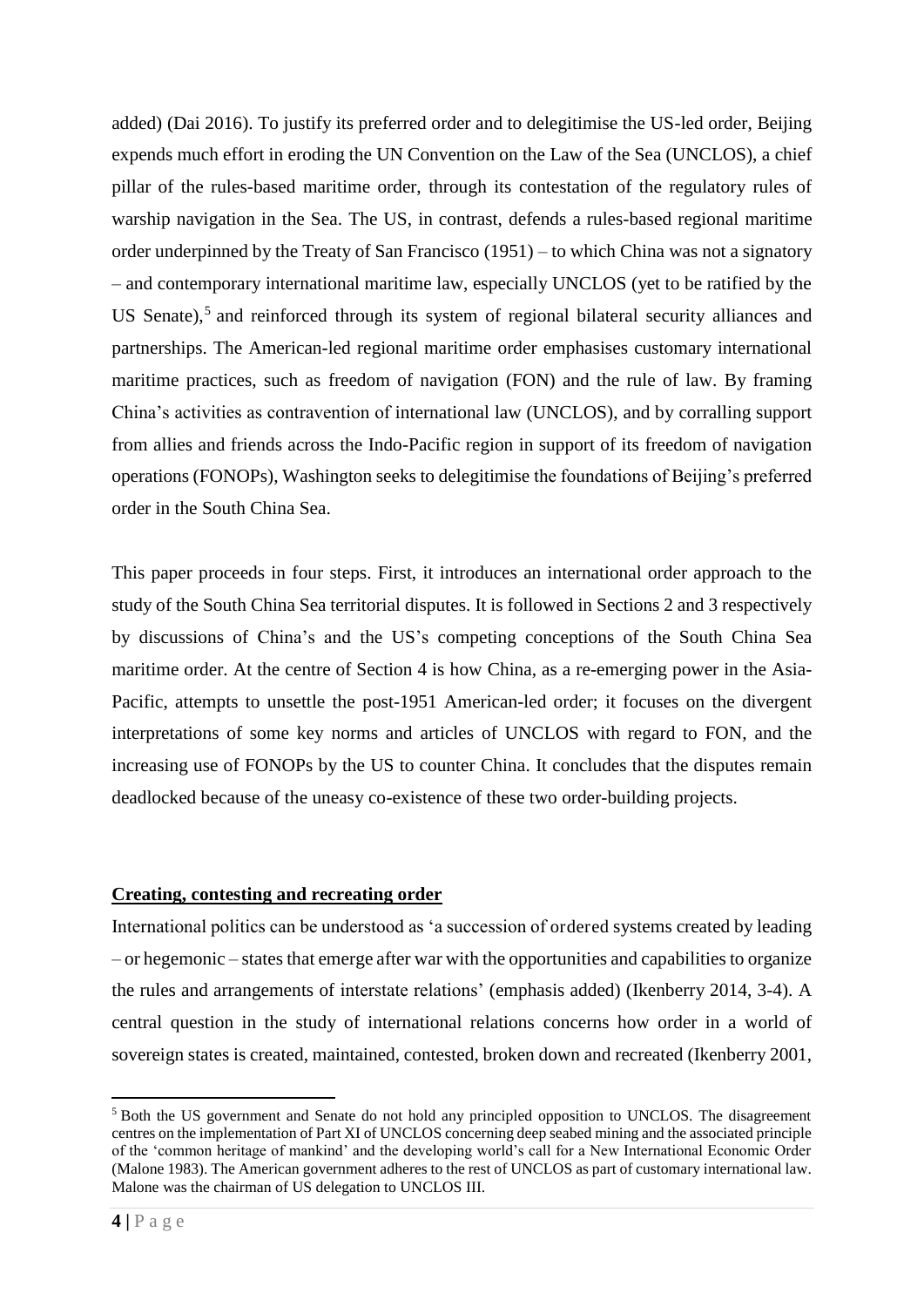added) (Dai 2016). To justify its preferred order and to delegitimise the US-led order, Beijing expends much effort in eroding the UN Convention on the Law of the Sea (UNCLOS), a chief pillar of the rules-based maritime order, through its contestation of the regulatory rules of warship navigation in the Sea. The US, in contrast, defends a rules-based regional maritime order underpinned by the Treaty of San Francisco (1951) – to which China was not a signatory – and contemporary international maritime law, especially UNCLOS (yet to be ratified by the US Senate),[5] and reinforced through its system of regional bilateral security alliances and partnerships. The American-led regional maritime order emphasises customary international maritime practices, such as freedom of navigation (FON) and the rule of law. By framing China's activities as contravention of international law (UNCLOS), and by corralling support from allies and friends across the Indo-Pacific region in support of its freedom of navigation operations (FONOPs), Washington seeks to delegitimise the foundations of Beijing's preferred order in the South China Sea.

This paper proceeds in four steps. First, it introduces an international order approach to the study of the South China Sea territorial disputes. It is followed in Sections 2 and 3 respectively by discussions of China's and the US's competing conceptions of the South China Sea maritime order. At the centre of Section 4 is how China, as a re-emerging power in the Asia-Pacific, attempts to unsettle the post-1951 American-led order; it focuses on the divergent interpretations of some key norms and articles of UNCLOS with regard to FON, and the increasing use of FONOPs by the US to counter China. It concludes that the disputes remain deadlocked because of the uneasy co-existence of these two order-building projects.

## Creating, contesting and recreating order

International politics can be understood as 'a succession of ordered systems created by leading – or hegemonic – states that emerge after war with the opportunities and capabilities to organize the rules and arrangements of interstate relations' (emphasis added) (Ikenberry 2014, 3-4). A central question in the study of international relations concerns how order in a world of sovereign states is created, maintained, contested, broken down and recreated (Ikenberry 2001,

[5] Both the US government and Senate do not hold any principled opposition to UNCLOS. The disagreement centres on the implementation of Part XI of UNCLOS concerning deep seabed mining and the associated principle of the 'common heritage of mankind' and the developing world's call for a New International Economic Order (Malone 1983). The American government adheres to the rest of UNCLOS as part of customary international law. Malone was the chairman of US delegation to UNCLOS III.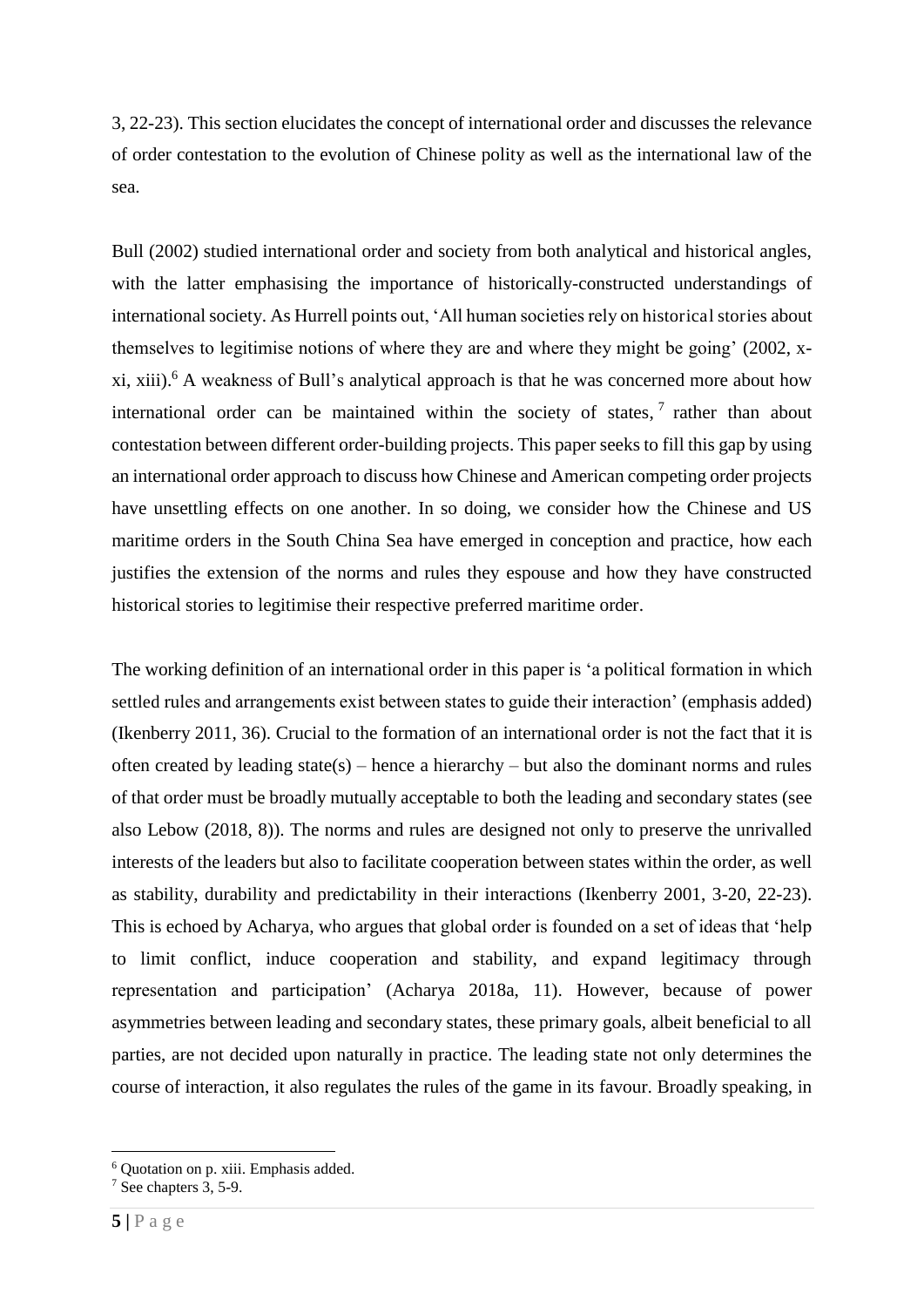3, 22-23). This section elucidates the concept of international order and discusses the relevance of order contestation to the evolution of Chinese polity as well as the international law of the sea.

Bull (2002) studied international order and society from both analytical and historical angles, with the latter emphasising the importance of historically-constructed understandings of international society. As Hurrell points out, 'All human societies rely on historical stories about themselves to legitimise notions of where they are and where they might be going' (2002, x-xi, xiii).[6] A weakness of Bull's analytical approach is that he was concerned more about how international order can be maintained within the society of states,[7] rather than about contestation between different order-building projects. This paper seeks to fill this gap by using an international order approach to discuss how Chinese and American competing order projects have unsettling effects on one another. In so doing, we consider how the Chinese and US maritime orders in the South China Sea have emerged in conception and practice, how each justifies the extension of the norms and rules they espouse and how they have constructed historical stories to legitimise their respective preferred maritime order.

The working definition of an international order in this paper is 'a political formation in which settled rules and arrangements exist between states to guide their interaction' (emphasis added) (Ikenberry 2011, 36). Crucial to the formation of an international order is not the fact that it is often created by leading state(s) – hence a hierarchy – but also the dominant norms and rules of that order must be broadly mutually acceptable to both the leading and secondary states (see also Lebow (2018, 8)). The norms and rules are designed not only to preserve the unrivalled interests of the leaders but also to facilitate cooperation between states within the order, as well as stability, durability and predictability in their interactions (Ikenberry 2001, 3-20, 22-23). This is echoed by Acharya, who argues that global order is founded on a set of ideas that 'help to limit conflict, induce cooperation and stability, and expand legitimacy through representation and participation' (Acharya 2018a, 11). However, because of power asymmetries between leading and secondary states, these primary goals, albeit beneficial to all parties, are not decided upon naturally in practice. The leading state not only determines the course of interaction, it also regulates the rules of the game in its favour. Broadly speaking, in

---

[6] Quotation on p. xiii. Emphasis added.

[7] See chapters 3, 5-9.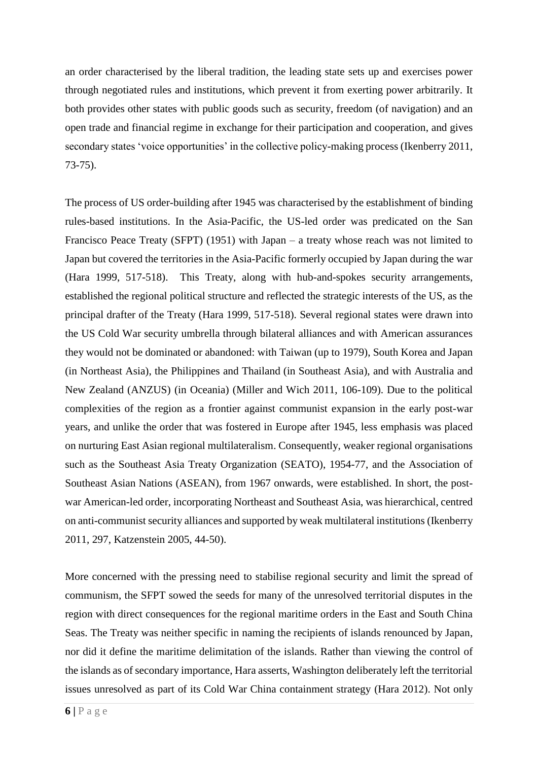an order characterised by the liberal tradition, the leading state sets up and exercises power through negotiated rules and institutions, which prevent it from exerting power arbitrarily. It both provides other states with public goods such as security, freedom (of navigation) and an open trade and financial regime in exchange for their participation and cooperation, and gives secondary states 'voice opportunities' in the collective policy-making process (Ikenberry 2011, 73-75).

The process of US order-building after 1945 was characterised by the establishment of binding rules-based institutions. In the Asia-Pacific, the US-led order was predicated on the San Francisco Peace Treaty (SFPT) (1951) with Japan – a treaty whose reach was not limited to Japan but covered the territories in the Asia-Pacific formerly occupied by Japan during the war (Hara 1999, 517-518). This Treaty, along with hub-and-spokes security arrangements, established the regional political structure and reflected the strategic interests of the US, as the principal drafter of the Treaty (Hara 1999, 517-518). Several regional states were drawn into the US Cold War security umbrella through bilateral alliances and with American assurances they would not be dominated or abandoned: with Taiwan (up to 1979), South Korea and Japan (in Northeast Asia), the Philippines and Thailand (in Southeast Asia), and with Australia and New Zealand (ANZUS) (in Oceania) (Miller and Wich 2011, 106-109). Due to the political complexities of the region as a frontier against communist expansion in the early post-war years, and unlike the order that was fostered in Europe after 1945, less emphasis was placed on nurturing East Asian regional multilateralism. Consequently, weaker regional organisations such as the Southeast Asia Treaty Organization (SEATO), 1954-77, and the Association of Southeast Asian Nations (ASEAN), from 1967 onwards, were established. In short, the post-war American-led order, incorporating Northeast and Southeast Asia, was hierarchical, centred on anti-communist security alliances and supported by weak multilateral institutions (Ikenberry 2011, 297, Katzenstein 2005, 44-50).

More concerned with the pressing need to stabilise regional security and limit the spread of communism, the SFPT sowed the seeds for many of the unresolved territorial disputes in the region with direct consequences for the regional maritime orders in the East and South China Seas. The Treaty was neither specific in naming the recipients of islands renounced by Japan, nor did it define the maritime delimitation of the islands. Rather than viewing the control of the islands as of secondary importance, Hara asserts, Washington deliberately left the territorial issues unresolved as part of its Cold War China containment strategy (Hara 2012). Not only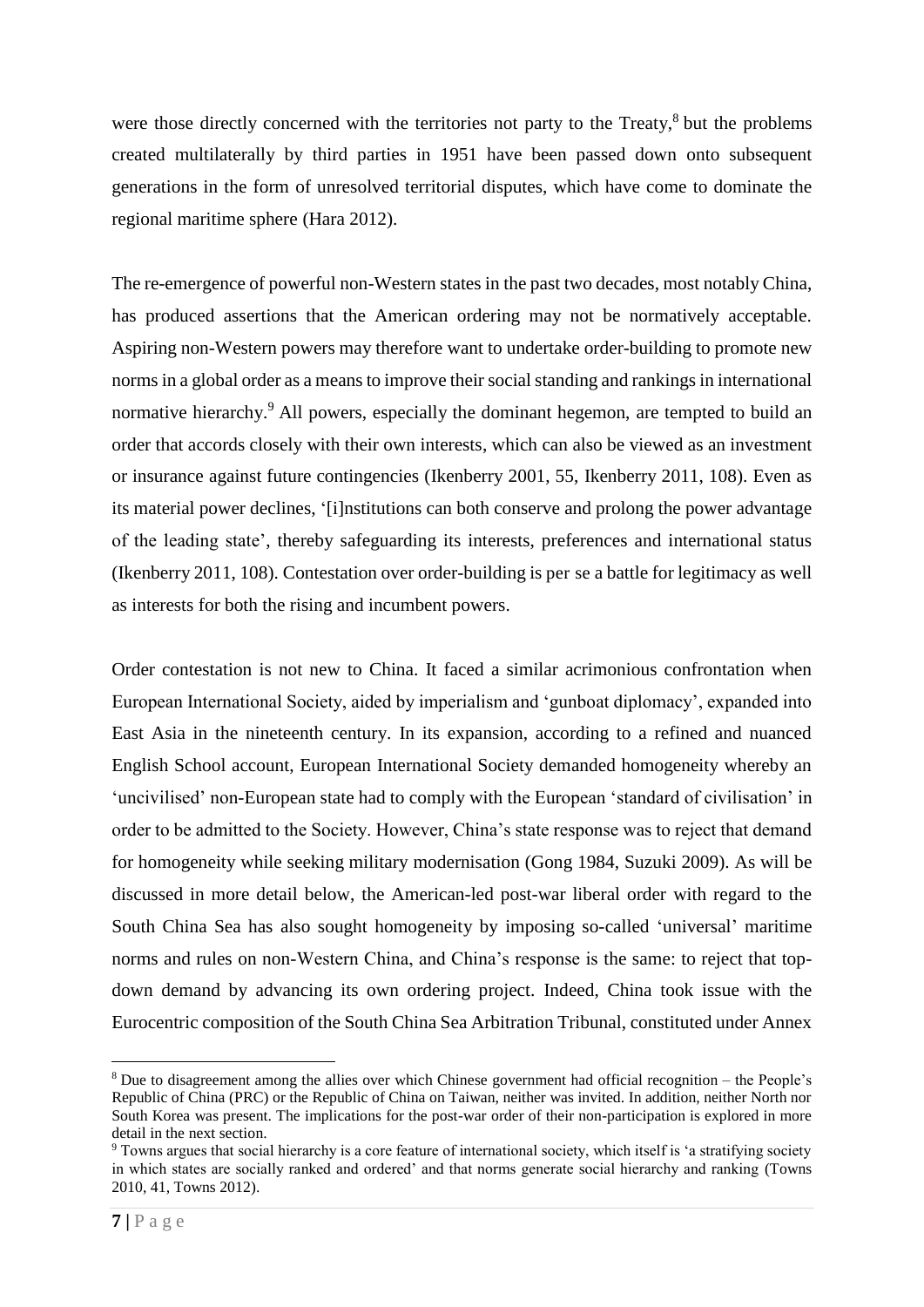were those directly concerned with the territories not party to the Treaty,[8] but the problems created multilaterally by third parties in 1951 have been passed down onto subsequent generations in the form of unresolved territorial disputes, which have come to dominate the regional maritime sphere (Hara 2012).

The re-emergence of powerful non-Western states in the past two decades, most notably China, has produced assertions that the American ordering may not be normatively acceptable. Aspiring non-Western powers may therefore want to undertake order-building to promote new norms in a global order as a means to improve their social standing and rankings in international normative hierarchy.[9] All powers, especially the dominant hegemon, are tempted to build an order that accords closely with their own interests, which can also be viewed as an investment or insurance against future contingencies (Ikenberry 2001, 55, Ikenberry 2011, 108). Even as its material power declines, '[i]nstitutions can both conserve and prolong the power advantage of the leading state', thereby safeguarding its interests, preferences and international status (Ikenberry 2011, 108). Contestation over order-building is per se a battle for legitimacy as well as interests for both the rising and incumbent powers.

Order contestation is not new to China. It faced a similar acrimonious confrontation when European International Society, aided by imperialism and 'gunboat diplomacy', expanded into East Asia in the nineteenth century. In its expansion, according to a refined and nuanced English School account, European International Society demanded homogeneity whereby an 'uncivilised' non-European state had to comply with the European 'standard of civilisation' in order to be admitted to the Society. However, China's state response was to reject that demand for homogeneity while seeking military modernisation (Gong 1984, Suzuki 2009). As will be discussed in more detail below, the American-led post-war liberal order with regard to the South China Sea has also sought homogeneity by imposing so-called 'universal' maritime norms and rules on non-Western China, and China's response is the same: to reject that top-down demand by advancing its own ordering project. Indeed, China took issue with the Eurocentric composition of the South China Sea Arbitration Tribunal, constituted under Annex

---

[8] Due to disagreement among the allies over which Chinese government had official recognition – the People's Republic of China (PRC) or the Republic of China on Taiwan, neither was invited. In addition, neither North nor South Korea was present. The implications for the post-war order of their non-participation is explored in more detail in the next section.

[9] Towns argues that social hierarchy is a core feature of international society, which itself is 'a stratifying society in which states are socially ranked and ordered' and that norms generate social hierarchy and ranking (Towns 2010, 41, Towns 2012).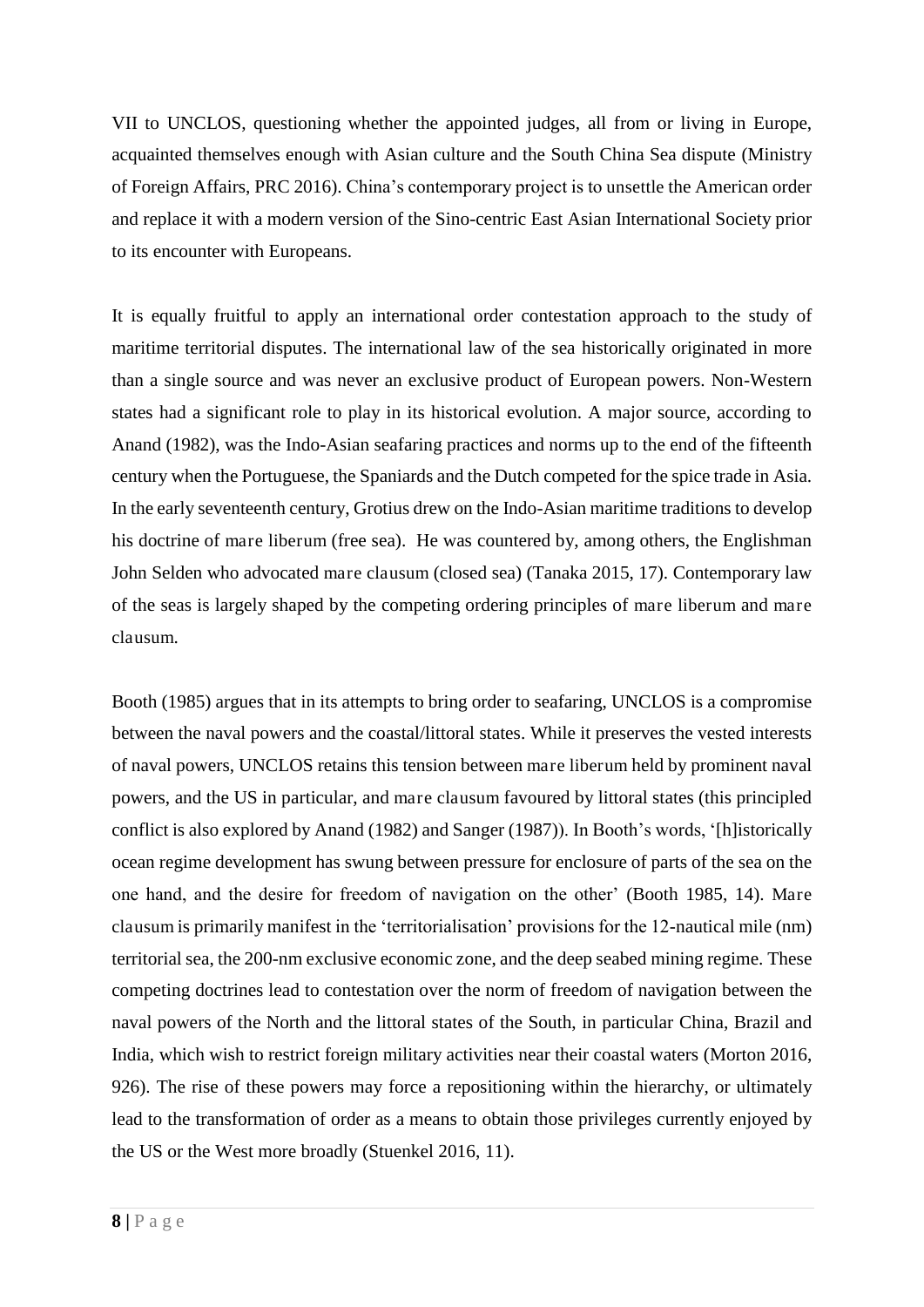VII to UNCLOS, questioning whether the appointed judges, all from or living in Europe, acquainted themselves enough with Asian culture and the South China Sea dispute (Ministry of Foreign Affairs, PRC 2016). China's contemporary project is to unsettle the American order and replace it with a modern version of the Sino-centric East Asian International Society prior to its encounter with Europeans.

It is equally fruitful to apply an international order contestation approach to the study of maritime territorial disputes. The international law of the sea historically originated in more than a single source and was never an exclusive product of European powers. Non-Western states had a significant role to play in its historical evolution. A major source, according to Anand (1982), was the Indo-Asian seafaring practices and norms up to the end of the fifteenth century when the Portuguese, the Spaniards and the Dutch competed for the spice trade in Asia. In the early seventeenth century, Grotius drew on the Indo-Asian maritime traditions to develop his doctrine of mare liberum (free sea). He was countered by, among others, the Englishman John Selden who advocated mare clausum (closed sea) (Tanaka 2015, 17). Contemporary law of the seas is largely shaped by the competing ordering principles of mare liberum and mare clausum.

Booth (1985) argues that in its attempts to bring order to seafaring, UNCLOS is a compromise between the naval powers and the coastal/littoral states. While it preserves the vested interests of naval powers, UNCLOS retains this tension between mare liberum held by prominent naval powers, and the US in particular, and mare clausum favoured by littoral states (this principled conflict is also explored by Anand (1982) and Sanger (1987)). In Booth's words, '[h]istorically ocean regime development has swung between pressure for enclosure of parts of the sea on the one hand, and the desire for freedom of navigation on the other' (Booth 1985, 14). Mare clausum is primarily manifest in the 'territorialisation' provisions for the 12-nautical mile (nm) territorial sea, the 200-nm exclusive economic zone, and the deep seabed mining regime. These competing doctrines lead to contestation over the norm of freedom of navigation between the naval powers of the North and the littoral states of the South, in particular China, Brazil and India, which wish to restrict foreign military activities near their coastal waters (Morton 2016, 926). The rise of these powers may force a repositioning within the hierarchy, or ultimately lead to the transformation of order as a means to obtain those privileges currently enjoyed by the US or the West more broadly (Stuenkel 2016, 11).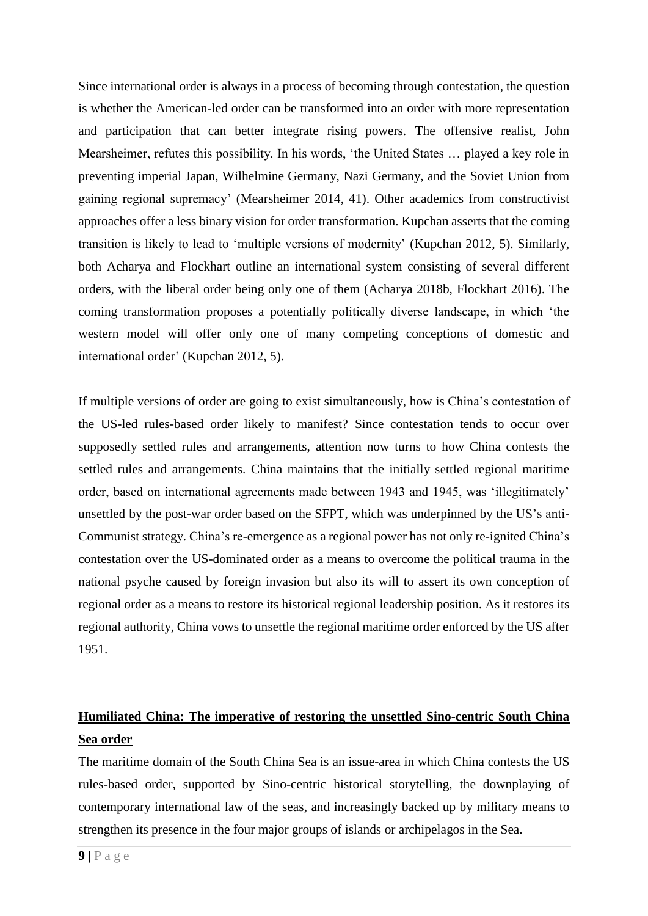Since international order is always in a process of becoming through contestation, the question is whether the American-led order can be transformed into an order with more representation and participation that can better integrate rising powers. The offensive realist, John Mearsheimer, refutes this possibility. In his words, 'the United States … played a key role in preventing imperial Japan, Wilhelmine Germany, Nazi Germany, and the Soviet Union from gaining regional supremacy' (Mearsheimer 2014, 41). Other academics from constructivist approaches offer a less binary vision for order transformation. Kupchan asserts that the coming transition is likely to lead to 'multiple versions of modernity' (Kupchan 2012, 5). Similarly, both Acharya and Flockhart outline an international system consisting of several different orders, with the liberal order being only one of them (Acharya 2018b, Flockhart 2016). The coming transformation proposes a potentially politically diverse landscape, in which 'the western model will offer only one of many competing conceptions of domestic and international order' (Kupchan 2012, 5).

If multiple versions of order are going to exist simultaneously, how is China's contestation of the US-led rules-based order likely to manifest? Since contestation tends to occur over supposedly settled rules and arrangements, attention now turns to how China contests the settled rules and arrangements. China maintains that the initially settled regional maritime order, based on international agreements made between 1943 and 1945, was 'illegitimately' unsettled by the post-war order based on the SFPT, which was underpinned by the US's anti-Communist strategy. China's re-emergence as a regional power has not only re-ignited China's contestation over the US-dominated order as a means to overcome the political trauma in the national psyche caused by foreign invasion but also its will to assert its own conception of regional order as a means to restore its historical regional leadership position. As it restores its regional authority, China vows to unsettle the regional maritime order enforced by the US after 1951.

## Humiliated China: The imperative of restoring the unsettled Sino-centric South China Sea order

The maritime domain of the South China Sea is an issue-area in which China contests the US rules-based order, supported by Sino-centric historical storytelling, the downplaying of contemporary international law of the seas, and increasingly backed up by military means to strengthen its presence in the four major groups of islands or archipelagos in the Sea.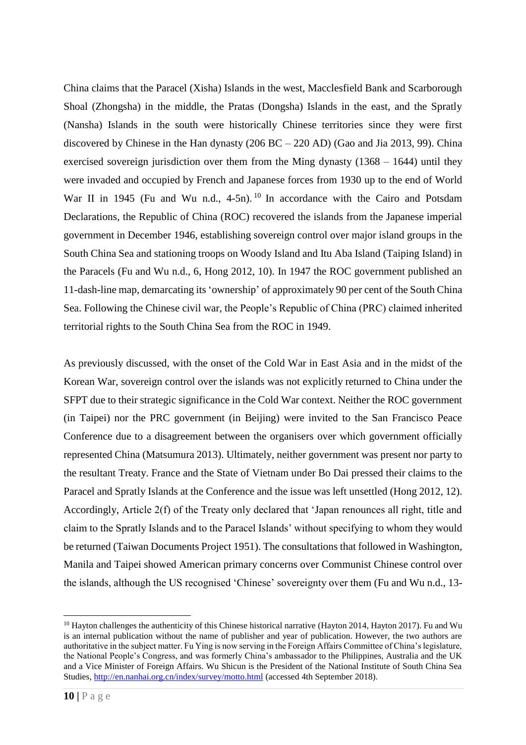China claims that the Paracel (Xisha) Islands in the west, Macclesfield Bank and Scarborough Shoal (Zhongsha) in the middle, the Pratas (Dongsha) Islands in the east, and the Spratly (Nansha) Islands in the south were historically Chinese territories since they were first discovered by Chinese in the Han dynasty (206 BC – 220 AD) (Gao and Jia 2013, 99). China exercised sovereign jurisdiction over them from the Ming dynasty (1368 – 1644) until they were invaded and occupied by French and Japanese forces from 1930 up to the end of World War II in 1945 (Fu and Wu n.d., 4-5n).[10] In accordance with the Cairo and Potsdam Declarations, the Republic of China (ROC) recovered the islands from the Japanese imperial government in December 1946, establishing sovereign control over major island groups in the South China Sea and stationing troops on Woody Island and Itu Aba Island (Taiping Island) in the Paracels (Fu and Wu n.d., 6, Hong 2012, 10). In 1947 the ROC government published an 11-dash-line map, demarcating its 'ownership' of approximately 90 per cent of the South China Sea. Following the Chinese civil war, the People's Republic of China (PRC) claimed inherited territorial rights to the South China Sea from the ROC in 1949.

As previously discussed, with the onset of the Cold War in East Asia and in the midst of the Korean War, sovereign control over the islands was not explicitly returned to China under the SFPT due to their strategic significance in the Cold War context. Neither the ROC government (in Taipei) nor the PRC government (in Beijing) were invited to the San Francisco Peace Conference due to a disagreement between the organisers over which government officially represented China (Matsumura 2013). Ultimately, neither government was present nor party to the resultant Treaty. France and the State of Vietnam under Bo Dai pressed their claims to the Paracel and Spratly Islands at the Conference and the issue was left unsettled (Hong 2012, 12). Accordingly, Article 2(f) of the Treaty only declared that 'Japan renounces all right, title and claim to the Spratly Islands and to the Paracel Islands' without specifying to whom they would be returned (Taiwan Documents Project 1951). The consultations that followed in Washington, Manila and Taipei showed American primary concerns over Communist Chinese control over the islands, although the US recognised 'Chinese' sovereignty over them (Fu and Wu n.d., 13-

[10] Hayton challenges the authenticity of this Chinese historical narrative (Hayton 2014, Hayton 2017). Fu and Wu is an internal publication without the name of publisher and year of publication. However, the two authors are authoritative in the subject matter. Fu Ying is now serving in the Foreign Affairs Committee of China's legislature, the National People's Congress, and was formerly China's ambassador to the Philippines, Australia and the UK and a Vice Minister of Foreign Affairs. Wu Shicun is the President of the National Institute of South China Sea Studies, http://en.nanhai.org.cn/index/survey/motto.html (accessed 4th September 2018).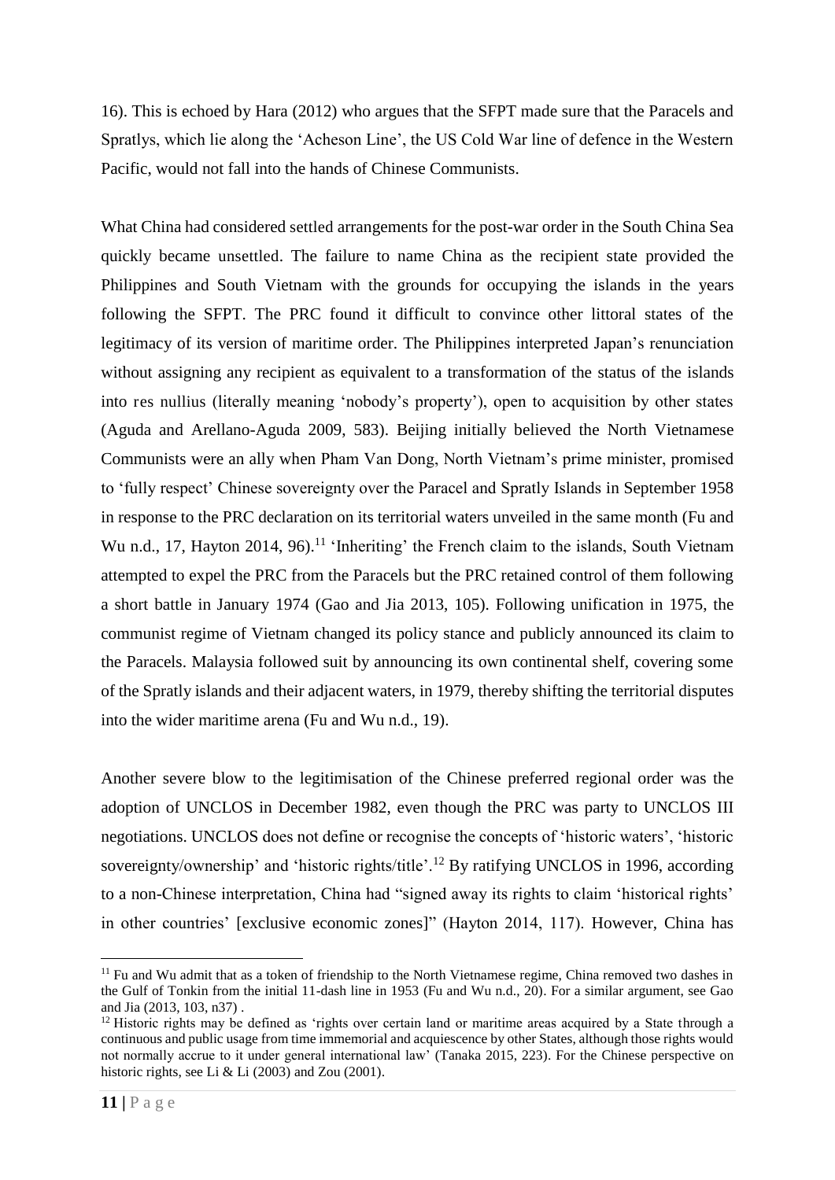16). This is echoed by Hara (2012) who argues that the SFPT made sure that the Paracels and Spratlys, which lie along the 'Acheson Line', the US Cold War line of defence in the Western Pacific, would not fall into the hands of Chinese Communists.

What China had considered settled arrangements for the post-war order in the South China Sea quickly became unsettled. The failure to name China as the recipient state provided the Philippines and South Vietnam with the grounds for occupying the islands in the years following the SFPT. The PRC found it difficult to convince other littoral states of the legitimacy of its version of maritime order. The Philippines interpreted Japan's renunciation without assigning any recipient as equivalent to a transformation of the status of the islands into res nullius (literally meaning 'nobody's property'), open to acquisition by other states (Aguda and Arellano-Aguda 2009, 583). Beijing initially believed the North Vietnamese Communists were an ally when Pham Van Dong, North Vietnam's prime minister, promised to 'fully respect' Chinese sovereignty over the Paracel and Spratly Islands in September 1958 in response to the PRC declaration on its territorial waters unveiled in the same month (Fu and Wu n.d., 17, Hayton 2014, 96).[11] 'Inheriting' the French claim to the islands, South Vietnam attempted to expel the PRC from the Paracels but the PRC retained control of them following a short battle in January 1974 (Gao and Jia 2013, 105). Following unification in 1975, the communist regime of Vietnam changed its policy stance and publicly announced its claim to the Paracels. Malaysia followed suit by announcing its own continental shelf, covering some of the Spratly islands and their adjacent waters, in 1979, thereby shifting the territorial disputes into the wider maritime arena (Fu and Wu n.d., 19).

Another severe blow to the legitimisation of the Chinese preferred regional order was the adoption of UNCLOS in December 1982, even though the PRC was party to UNCLOS III negotiations. UNCLOS does not define or recognise the concepts of 'historic waters', 'historic sovereignty/ownership' and 'historic rights/title'.[12] By ratifying UNCLOS in 1996, according to a non-Chinese interpretation, China had "signed away its rights to claim 'historical rights' in other countries' [exclusive economic zones]" (Hayton 2014, 117). However, China has

---

[11] Fu and Wu admit that as a token of friendship to the North Vietnamese regime, China removed two dashes in the Gulf of Tonkin from the initial 11-dash line in 1953 (Fu and Wu n.d., 20). For a similar argument, see Gao and Jia (2013, 103, n37) .

[12] Historic rights may be defined as 'rights over certain land or maritime areas acquired by a State through a continuous and public usage from time immemorial and acquiescence by other States, although those rights would not normally accrue to it under general international law' (Tanaka 2015, 223). For the Chinese perspective on historic rights, see Li & Li (2003) and Zou (2001).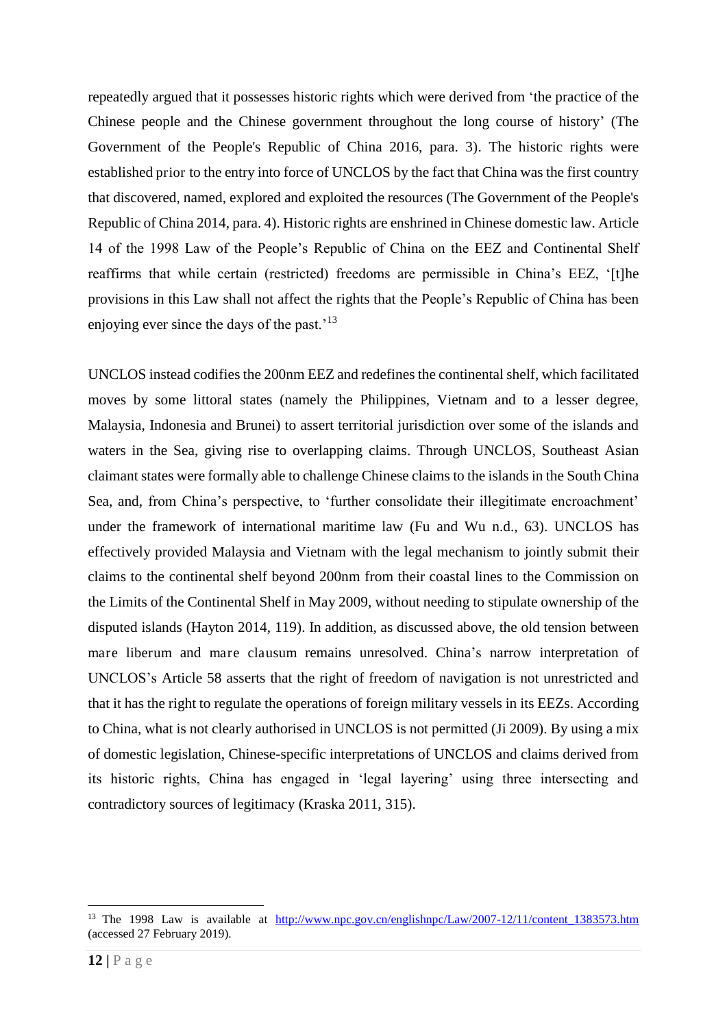repeatedly argued that it possesses historic rights which were derived from 'the practice of the Chinese people and the Chinese government throughout the long course of history' (The Government of the People's Republic of China 2016, para. 3). The historic rights were established prior to the entry into force of UNCLOS by the fact that China was the first country that discovered, named, explored and exploited the resources (The Government of the People's Republic of China 2014, para. 4). Historic rights are enshrined in Chinese domestic law. Article 14 of the 1998 Law of the People's Republic of China on the EEZ and Continental Shelf reaffirms that while certain (restricted) freedoms are permissible in China's EEZ, '[t]he provisions in this Law shall not affect the rights that the People's Republic of China has been enjoying ever since the days of the past.'[13]

UNCLOS instead codifies the 200nm EEZ and redefines the continental shelf, which facilitated moves by some littoral states (namely the Philippines, Vietnam and to a lesser degree, Malaysia, Indonesia and Brunei) to assert territorial jurisdiction over some of the islands and waters in the Sea, giving rise to overlapping claims. Through UNCLOS, Southeast Asian claimant states were formally able to challenge Chinese claims to the islands in the South China Sea, and, from China's perspective, to 'further consolidate their illegitimate encroachment' under the framework of international maritime law (Fu and Wu n.d., 63). UNCLOS has effectively provided Malaysia and Vietnam with the legal mechanism to jointly submit their claims to the continental shelf beyond 200nm from their coastal lines to the Commission on the Limits of the Continental Shelf in May 2009, without needing to stipulate ownership of the disputed islands (Hayton 2014, 119). In addition, as discussed above, the old tension between mare liberum and mare clausum remains unresolved. China's narrow interpretation of UNCLOS's Article 58 asserts that the right of freedom of navigation is not unrestricted and that it has the right to regulate the operations of foreign military vessels in its EEZs. According to China, what is not clearly authorised in UNCLOS is not permitted (Ji 2009). By using a mix of domestic legislation, Chinese-specific interpretations of UNCLOS and claims derived from its historic rights, China has engaged in 'legal layering' using three intersecting and contradictory sources of legitimacy (Kraska 2011, 315).

---

[13] The 1998 Law is available at http://www.npc.gov.cn/englishnpc/Law/2007-12/11/content_1383573.htm (accessed 27 February 2019).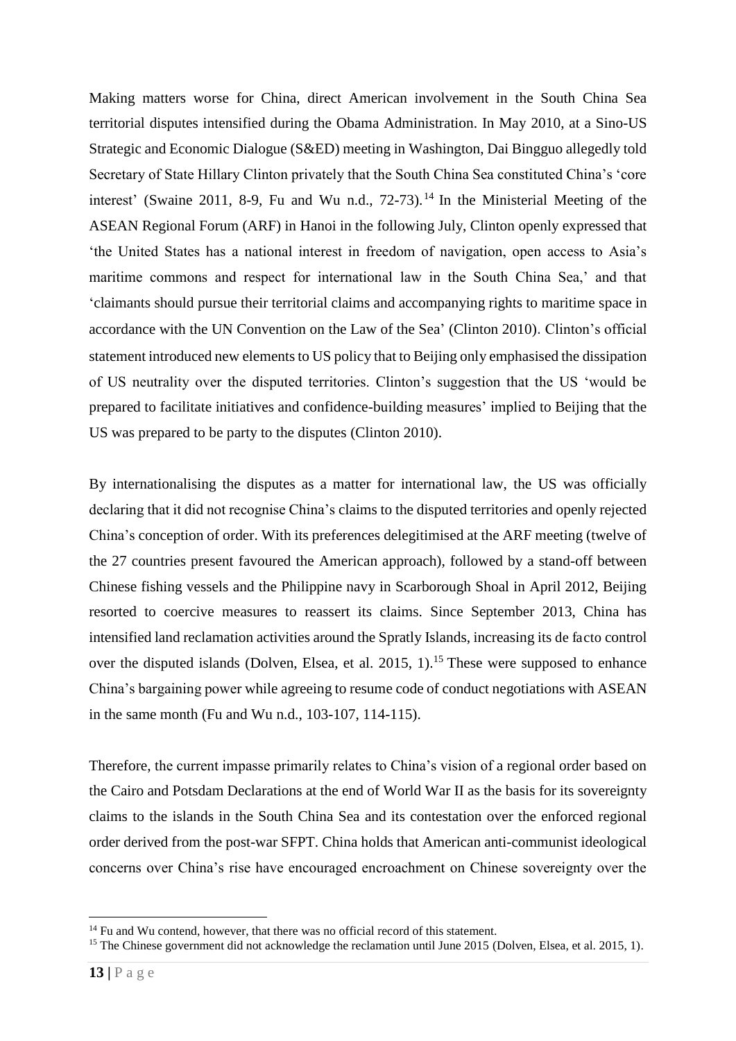Making matters worse for China, direct American involvement in the South China Sea territorial disputes intensified during the Obama Administration. In May 2010, at a Sino-US Strategic and Economic Dialogue (S&ED) meeting in Washington, Dai Bingguo allegedly told Secretary of State Hillary Clinton privately that the South China Sea constituted China's 'core interest' (Swaine 2011, 8-9, Fu and Wu n.d., 72-73).[14] In the Ministerial Meeting of the ASEAN Regional Forum (ARF) in Hanoi in the following July, Clinton openly expressed that 'the United States has a national interest in freedom of navigation, open access to Asia's maritime commons and respect for international law in the South China Sea,' and that 'claimants should pursue their territorial claims and accompanying rights to maritime space in accordance with the UN Convention on the Law of the Sea' (Clinton 2010). Clinton's official statement introduced new elements to US policy that to Beijing only emphasised the dissipation of US neutrality over the disputed territories. Clinton's suggestion that the US 'would be prepared to facilitate initiatives and confidence-building measures' implied to Beijing that the US was prepared to be party to the disputes (Clinton 2010).

By internationalising the disputes as a matter for international law, the US was officially declaring that it did not recognise China's claims to the disputed territories and openly rejected China's conception of order. With its preferences delegitimised at the ARF meeting (twelve of the 27 countries present favoured the American approach), followed by a stand-off between Chinese fishing vessels and the Philippine navy in Scarborough Shoal in April 2012, Beijing resorted to coercive measures to reassert its claims. Since September 2013, China has intensified land reclamation activities around the Spratly Islands, increasing its de facto control over the disputed islands (Dolven, Elsea, et al. 2015, 1).[15] These were supposed to enhance China's bargaining power while agreeing to resume code of conduct negotiations with ASEAN in the same month (Fu and Wu n.d., 103-107, 114-115).

Therefore, the current impasse primarily relates to China's vision of a regional order based on the Cairo and Potsdam Declarations at the end of World War II as the basis for its sovereignty claims to the islands in the South China Sea and its contestation over the enforced regional order derived from the post-war SFPT. China holds that American anti-communist ideological concerns over China's rise have encouraged encroachment on Chinese sovereignty over the

[14] Fu and Wu contend, however, that there was no official record of this statement.

[15] The Chinese government did not acknowledge the reclamation until June 2015 (Dolven, Elsea, et al. 2015, 1).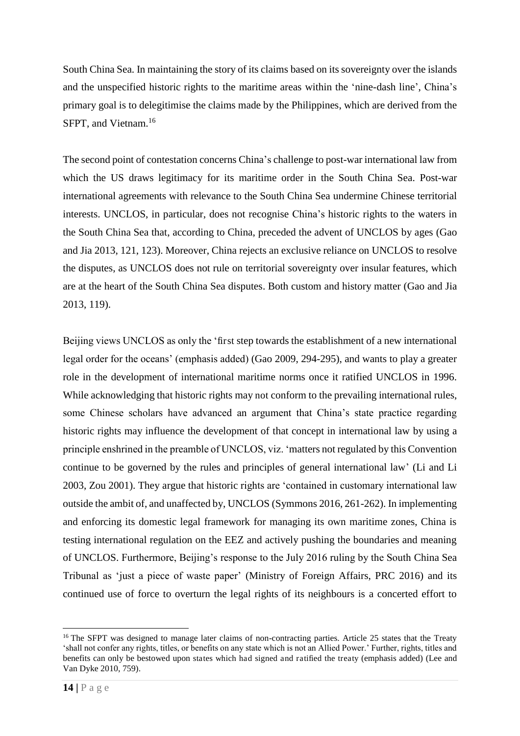South China Sea. In maintaining the story of its claims based on its sovereignty over the islands and the unspecified historic rights to the maritime areas within the 'nine-dash line', China's primary goal is to delegitimise the claims made by the Philippines, which are derived from the SFPT, and Vietnam.[16]

The second point of contestation concerns China's challenge to post-war international law from which the US draws legitimacy for its maritime order in the South China Sea. Post-war international agreements with relevance to the South China Sea undermine Chinese territorial interests. UNCLOS, in particular, does not recognise China's historic rights to the waters in the South China Sea that, according to China, preceded the advent of UNCLOS by ages (Gao and Jia 2013, 121, 123). Moreover, China rejects an exclusive reliance on UNCLOS to resolve the disputes, as UNCLOS does not rule on territorial sovereignty over insular features, which are at the heart of the South China Sea disputes. Both custom and history matter (Gao and Jia 2013, 119).

Beijing views UNCLOS as only the '*first* step towards the establishment of a new international legal order for the oceans' (emphasis added) (Gao 2009, 294-295), and wants to play a greater role in the development of international maritime norms once it ratified UNCLOS in 1996. While acknowledging that historic rights may not conform to the prevailing international rules, some Chinese scholars have advanced an argument that China's state practice regarding historic rights may influence the development of that concept in international law by using a principle enshrined in the preamble of UNCLOS, viz. 'matters not regulated by this Convention continue to be governed by the rules and principles of general international law' (Li and Li 2003, Zou 2001). They argue that historic rights are 'contained in customary international law outside the ambit of, and unaffected by, UNCLOS (Symmons 2016, 261-262). In implementing and enforcing its domestic legal framework for managing its own maritime zones, China is testing international regulation on the EEZ and actively pushing the boundaries and meaning of UNCLOS. Furthermore, Beijing's response to the July 2016 ruling by the South China Sea Tribunal as 'just a piece of waste paper' (Ministry of Foreign Affairs, PRC 2016) and its continued use of force to overturn the legal rights of its neighbours is a concerted effort to

---

[16] The SFPT was designed to manage later claims of non-contracting parties. Article 25 states that the Treaty 'shall not confer any rights, titles, or benefits on any state which is not an Allied Power.' Further, rights, titles and benefits can only be bestowed upon states which *had signed and ratified* the treaty (emphasis added) (Lee and Van Dyke 2010, 759).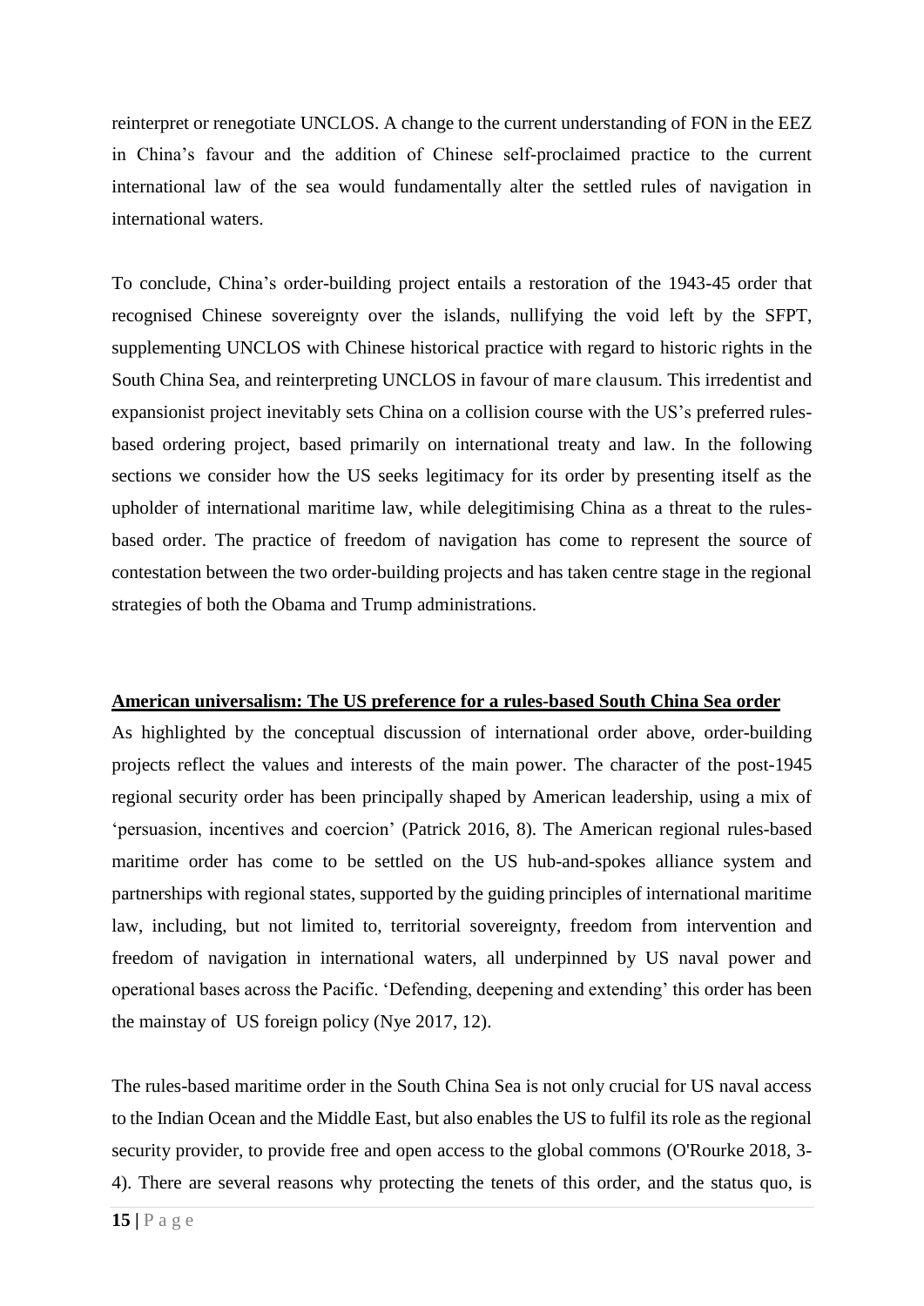reinterpret or renegotiate UNCLOS. A change to the current understanding of FON in the EEZ in China's favour and the addition of Chinese self-proclaimed practice to the current international law of the sea would fundamentally alter the settled rules of navigation in international waters.

To conclude, China's order-building project entails a restoration of the 1943-45 order that recognised Chinese sovereignty over the islands, nullifying the void left by the SFPT, supplementing UNCLOS with Chinese historical practice with regard to historic rights in the South China Sea, and reinterpreting UNCLOS in favour of mare clausum. This irredentist and expansionist project inevitably sets China on a collision course with the US's preferred rules-based ordering project, based primarily on international treaty and law. In the following sections we consider how the US seeks legitimacy for its order by presenting itself as the upholder of international maritime law, while delegitimising China as a threat to the rules-based order. The practice of freedom of navigation has come to represent the source of contestation between the two order-building projects and has taken centre stage in the regional strategies of both the Obama and Trump administrations.

## **American universalism: The US preference for a rules-based South China Sea order**

As highlighted by the conceptual discussion of international order above, order-building projects reflect the values and interests of the main power. The character of the post-1945 regional security order has been principally shaped by American leadership, using a mix of 'persuasion, incentives and coercion' (Patrick 2016, 8). The American regional rules-based maritime order has come to be settled on the US hub-and-spokes alliance system and partnerships with regional states, supported by the guiding principles of international maritime law, including, but not limited to, territorial sovereignty, freedom from intervention and freedom of navigation in international waters, all underpinned by US naval power and operational bases across the Pacific. 'Defending, deepening and extending' this order has been the mainstay of US foreign policy (Nye 2017, 12).

The rules-based maritime order in the South China Sea is not only crucial for US naval access to the Indian Ocean and the Middle East, but also enables the US to fulfil its role as the regional security provider, to provide free and open access to the global commons (O'Rourke 2018, 3-4). There are several reasons why protecting the tenets of this order, and the status quo, is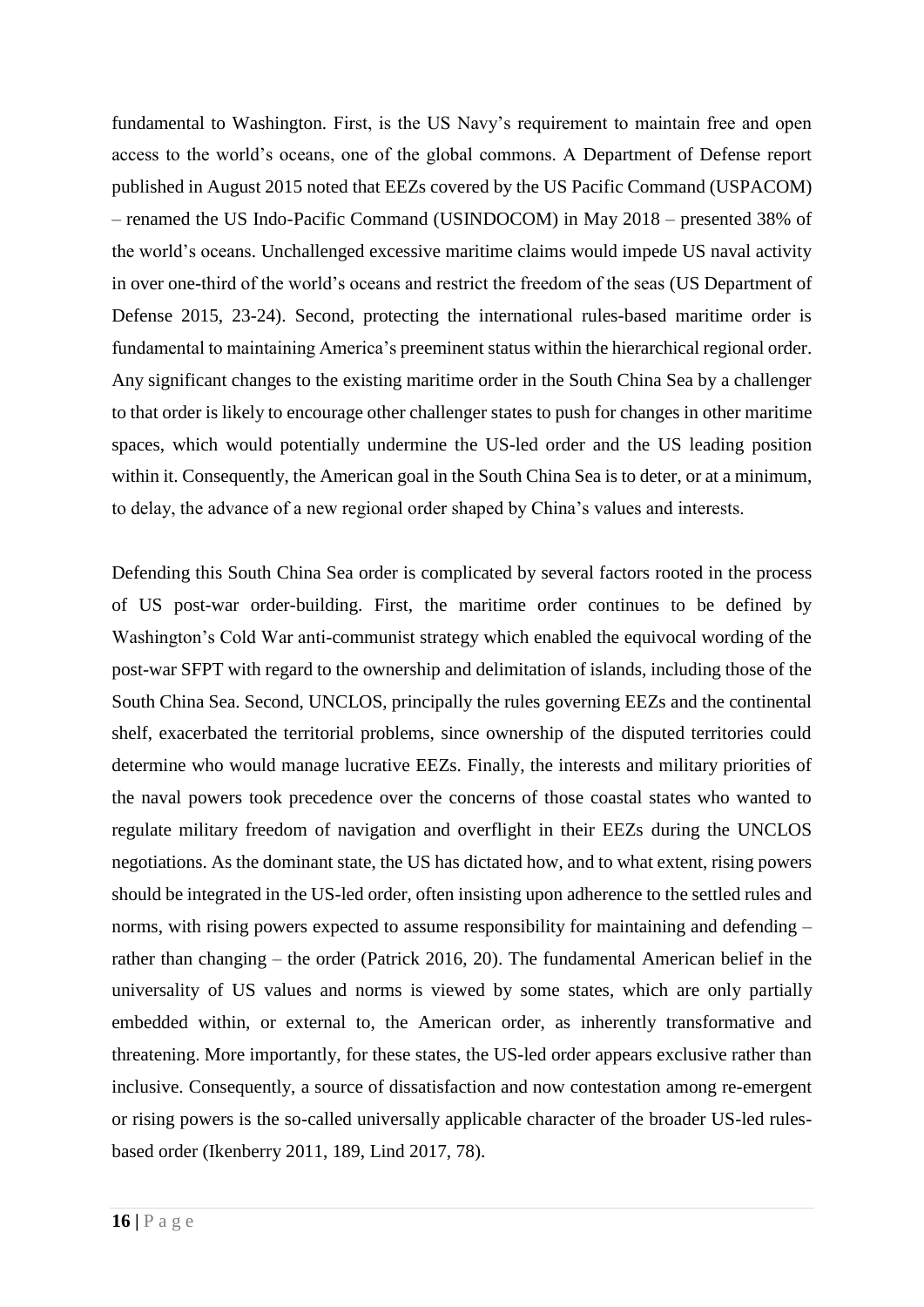fundamental to Washington. First, is the US Navy's requirement to maintain free and open access to the world's oceans, one of the global commons. A Department of Defense report published in August 2015 noted that EEZs covered by the US Pacific Command (USPACOM) – renamed the US Indo-Pacific Command (USINDOCOM) in May 2018 – presented 38% of the world's oceans. Unchallenged excessive maritime claims would impede US naval activity in over one-third of the world's oceans and restrict the freedom of the seas (US Department of Defense 2015, 23-24). Second, protecting the international rules-based maritime order is fundamental to maintaining America's preeminent status within the hierarchical regional order. Any significant changes to the existing maritime order in the South China Sea by a challenger to that order is likely to encourage other challenger states to push for changes in other maritime spaces, which would potentially undermine the US-led order and the US leading position within it. Consequently, the American goal in the South China Sea is to deter, or at a minimum, to delay, the advance of a new regional order shaped by China's values and interests.

Defending this South China Sea order is complicated by several factors rooted in the process of US post-war order-building. First, the maritime order continues to be defined by Washington's Cold War anti-communist strategy which enabled the equivocal wording of the post-war SFPT with regard to the ownership and delimitation of islands, including those of the South China Sea. Second, UNCLOS, principally the rules governing EEZs and the continental shelf, exacerbated the territorial problems, since ownership of the disputed territories could determine who would manage lucrative EEZs. Finally, the interests and military priorities of the naval powers took precedence over the concerns of those coastal states who wanted to regulate military freedom of navigation and overflight in their EEZs during the UNCLOS negotiations. As the dominant state, the US has dictated how, and to what extent, rising powers should be integrated in the US-led order, often insisting upon adherence to the settled rules and norms, with rising powers expected to assume responsibility for maintaining and defending – rather than changing – the order (Patrick 2016, 20). The fundamental American belief in the universality of US values and norms is viewed by some states, which are only partially embedded within, or external to, the American order, as inherently transformative and threatening. More importantly, for these states, the US-led order appears exclusive rather than inclusive. Consequently, a source of dissatisfaction and now contestation among re-emergent or rising powers is the so-called universally applicable character of the broader US-led rules-based order (Ikenberry 2011, 189, Lind 2017, 78).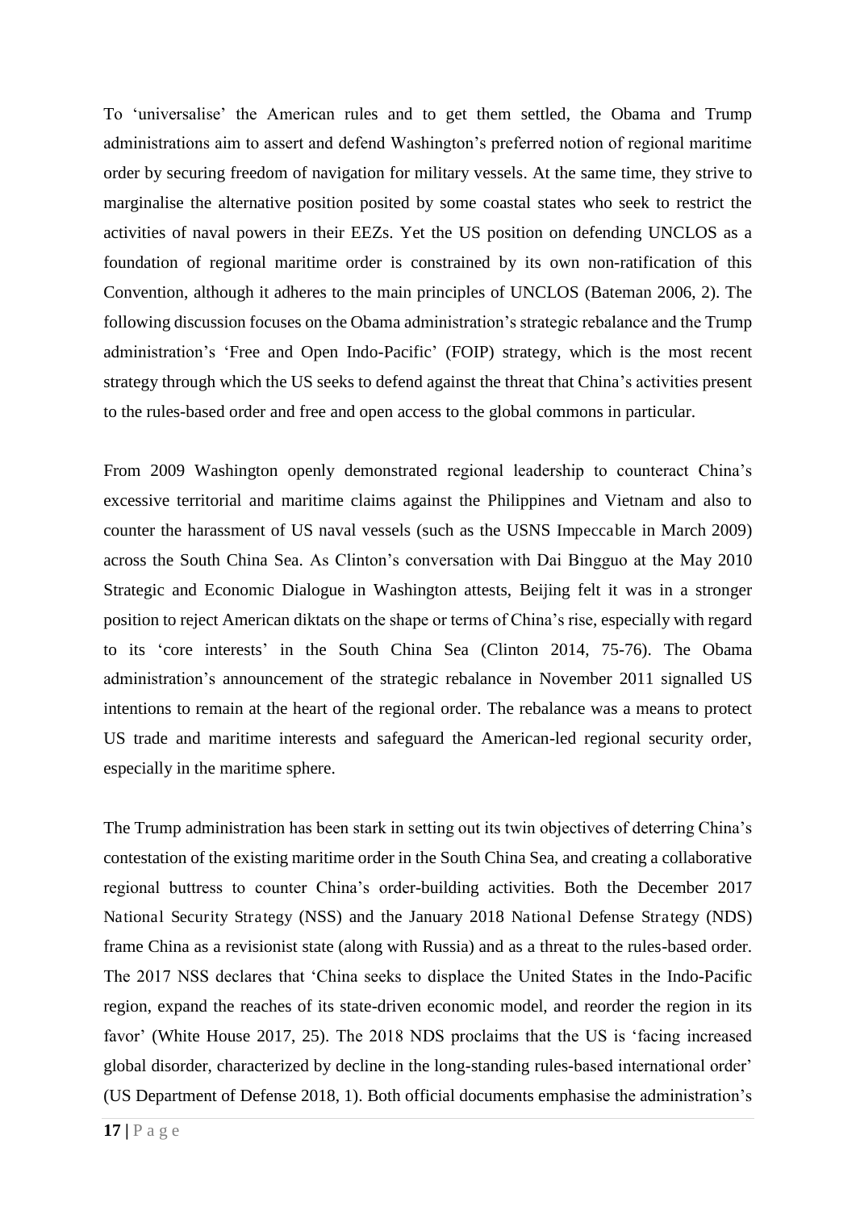To 'universalise' the American rules and to get them settled, the Obama and Trump administrations aim to assert and defend Washington's preferred notion of regional maritime order by securing freedom of navigation for military vessels. At the same time, they strive to marginalise the alternative position posited by some coastal states who seek to restrict the activities of naval powers in their EEZs. Yet the US position on defending UNCLOS as a foundation of regional maritime order is constrained by its own non-ratification of this Convention, although it adheres to the main principles of UNCLOS (Bateman 2006, 2). The following discussion focuses on the Obama administration's strategic rebalance and the Trump administration's 'Free and Open Indo-Pacific' (FOIP) strategy, which is the most recent strategy through which the US seeks to defend against the threat that China's activities present to the rules-based order and free and open access to the global commons in particular.

From 2009 Washington openly demonstrated regional leadership to counteract China's excessive territorial and maritime claims against the Philippines and Vietnam and also to counter the harassment of US naval vessels (such as the USNS Impeccable in March 2009) across the South China Sea. As Clinton's conversation with Dai Bingguo at the May 2010 Strategic and Economic Dialogue in Washington attests, Beijing felt it was in a stronger position to reject American diktats on the shape or terms of China's rise, especially with regard to its 'core interests' in the South China Sea (Clinton 2014, 75-76). The Obama administration's announcement of the strategic rebalance in November 2011 signalled US intentions to remain at the heart of the regional order. The rebalance was a means to protect US trade and maritime interests and safeguard the American-led regional security order, especially in the maritime sphere.

The Trump administration has been stark in setting out its twin objectives of deterring China's contestation of the existing maritime order in the South China Sea, and creating a collaborative regional buttress to counter China's order-building activities. Both the December 2017 National Security Strategy (NSS) and the January 2018 National Defense Strategy (NDS) frame China as a revisionist state (along with Russia) and as a threat to the rules-based order. The 2017 NSS declares that 'China seeks to displace the United States in the Indo-Pacific region, expand the reaches of its state-driven economic model, and reorder the region in its favor' (White House 2017, 25). The 2018 NDS proclaims that the US is 'facing increased global disorder, characterized by decline in the long-standing rules-based international order' (US Department of Defense 2018, 1). Both official documents emphasise the administration's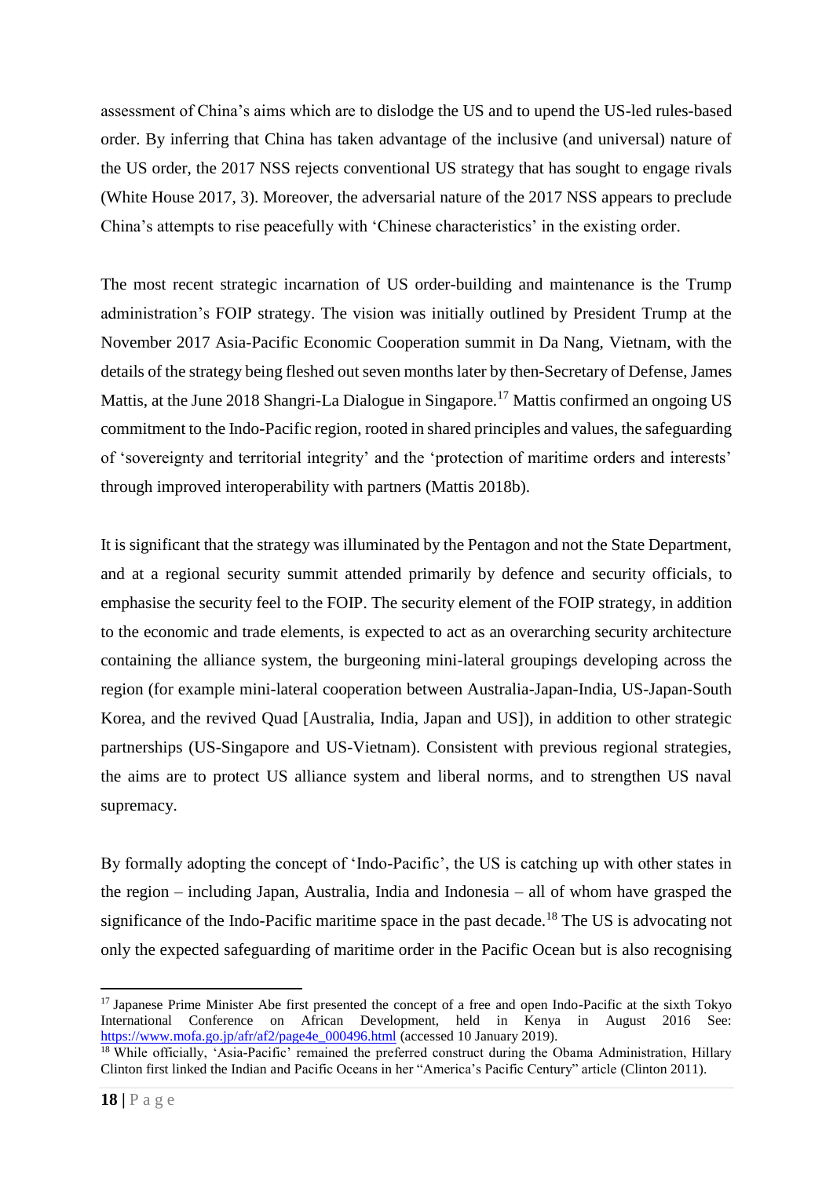assessment of China's aims which are to dislodge the US and to upend the US-led rules-based order. By inferring that China has taken advantage of the inclusive (and universal) nature of the US order, the 2017 NSS rejects conventional US strategy that has sought to engage rivals (White House 2017, 3). Moreover, the adversarial nature of the 2017 NSS appears to preclude China's attempts to rise peacefully with 'Chinese characteristics' in the existing order.

The most recent strategic incarnation of US order-building and maintenance is the Trump administration's FOIP strategy. The vision was initially outlined by President Trump at the November 2017 Asia-Pacific Economic Cooperation summit in Da Nang, Vietnam, with the details of the strategy being fleshed out seven months later by then-Secretary of Defense, James Mattis, at the June 2018 Shangri-La Dialogue in Singapore.[17] Mattis confirmed an ongoing US commitment to the Indo-Pacific region, rooted in shared principles and values, the safeguarding of 'sovereignty and territorial integrity' and the 'protection of maritime orders and interests' through improved interoperability with partners (Mattis 2018b).

It is significant that the strategy was illuminated by the Pentagon and not the State Department, and at a regional security summit attended primarily by defence and security officials, to emphasise the security feel to the FOIP. The security element of the FOIP strategy, in addition to the economic and trade elements, is expected to act as an overarching security architecture containing the alliance system, the burgeoning mini-lateral groupings developing across the region (for example mini-lateral cooperation between Australia-Japan-India, US-Japan-South Korea, and the revived Quad [Australia, India, Japan and US]), in addition to other strategic partnerships (US-Singapore and US-Vietnam). Consistent with previous regional strategies, the aims are to protect US alliance system and liberal norms, and to strengthen US naval supremacy.

By formally adopting the concept of 'Indo-Pacific', the US is catching up with other states in the region – including Japan, Australia, India and Indonesia – all of whom have grasped the significance of the Indo-Pacific maritime space in the past decade.[18] The US is advocating not only the expected safeguarding of maritime order in the Pacific Ocean but is also recognising

---

[17] Japanese Prime Minister Abe first presented the concept of a free and open Indo-Pacific at the sixth Tokyo International Conference on African Development, held in Kenya in August 2016 See: https://www.mofa.go.jp/afr/af2/page4e_000496.html (accessed 10 January 2019).

[18] While officially, 'Asia-Pacific' remained the preferred construct during the Obama Administration, Hillary Clinton first linked the Indian and Pacific Oceans in her "America's Pacific Century" article (Clinton 2011).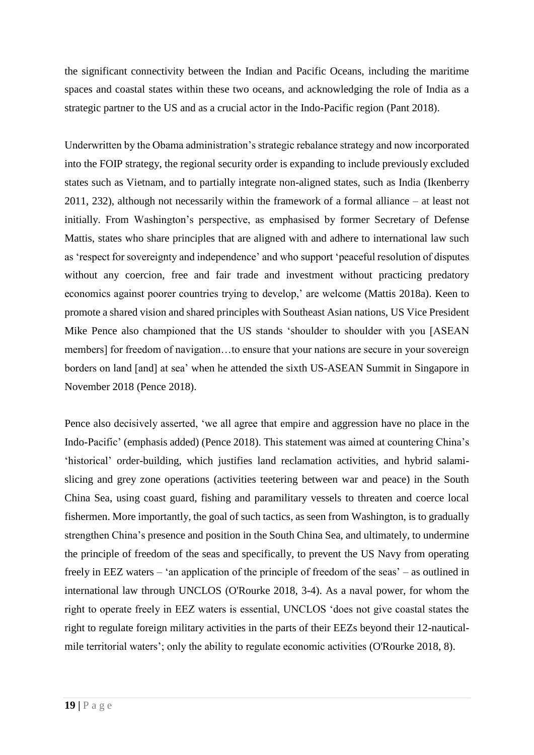the significant connectivity between the Indian and Pacific Oceans, including the maritime spaces and coastal states within these two oceans, and acknowledging the role of India as a strategic partner to the US and as a crucial actor in the Indo-Pacific region (Pant 2018).

Underwritten by the Obama administration's strategic rebalance strategy and now incorporated into the FOIP strategy, the regional security order is expanding to include previously excluded states such as Vietnam, and to partially integrate non-aligned states, such as India (Ikenberry 2011, 232), although not necessarily within the framework of a formal alliance – at least not initially. From Washington's perspective, as emphasised by former Secretary of Defense Mattis, states who share principles that are aligned with and adhere to international law such as 'respect for sovereignty and independence' and who support 'peaceful resolution of disputes without any coercion, free and fair trade and investment without practicing predatory economics against poorer countries trying to develop,' are welcome (Mattis 2018a). Keen to promote a shared vision and shared principles with Southeast Asian nations, US Vice President Mike Pence also championed that the US stands 'shoulder to shoulder with you [ASEAN members] for freedom of navigation…to ensure that your nations are secure in your sovereign borders on land [and] at sea' when he attended the sixth US-ASEAN Summit in Singapore in November 2018 (Pence 2018).

Pence also decisively asserted, 'we all agree that empire and aggression have no place in the Indo-Pacific' (emphasis added) (Pence 2018). This statement was aimed at countering China's 'historical' order-building, which justifies land reclamation activities, and hybrid salami-slicing and grey zone operations (activities teetering between war and peace) in the South China Sea, using coast guard, fishing and paramilitary vessels to threaten and coerce local fishermen. More importantly, the goal of such tactics, as seen from Washington, is to gradually strengthen China's presence and position in the South China Sea, and ultimately, to undermine the principle of freedom of the seas and specifically, to prevent the US Navy from operating freely in EEZ waters – 'an application of the principle of freedom of the seas' – as outlined in international law through UNCLOS (O'Rourke 2018, 3-4). As a naval power, for whom the right to operate freely in EEZ waters is essential, UNCLOS 'does not give coastal states the right to regulate foreign military activities in the parts of their EEZs beyond their 12-nautical-mile territorial waters'; only the ability to regulate economic activities (O'Rourke 2018, 8).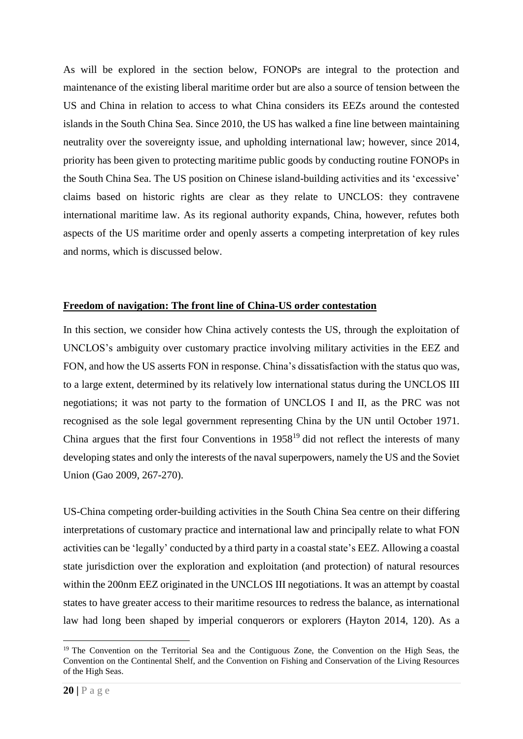As will be explored in the section below, FONOPs are integral to the protection and maintenance of the existing liberal maritime order but are also a source of tension between the US and China in relation to access to what China considers its EEZs around the contested islands in the South China Sea. Since 2010, the US has walked a fine line between maintaining neutrality over the sovereignty issue, and upholding international law; however, since 2014, priority has been given to protecting maritime public goods by conducting routine FONOPs in the South China Sea. The US position on Chinese island-building activities and its 'excessive' claims based on historic rights are clear as they relate to UNCLOS: they contravene international maritime law. As its regional authority expands, China, however, refutes both aspects of the US maritime order and openly asserts a competing interpretation of key rules and norms, which is discussed below.

## Freedom of navigation: The front line of China-US order contestation

In this section, we consider how China actively contests the US, through the exploitation of UNCLOS's ambiguity over customary practice involving military activities in the EEZ and FON, and how the US asserts FON in response. China's dissatisfaction with the status quo was, to a large extent, determined by its relatively low international status during the UNCLOS III negotiations; it was not party to the formation of UNCLOS I and II, as the PRC was not recognised as the sole legal government representing China by the UN until October 1971. China argues that the first four Conventions in 1958[19] did not reflect the interests of many developing states and only the interests of the naval superpowers, namely the US and the Soviet Union (Gao 2009, 267-270).

US-China competing order-building activities in the South China Sea centre on their differing interpretations of customary practice and international law and principally relate to what FON activities can be 'legally' conducted by a third party in a coastal state's EEZ. Allowing a coastal state jurisdiction over the exploration and exploitation (and protection) of natural resources within the 200nm EEZ originated in the UNCLOS III negotiations. It was an attempt by coastal states to have greater access to their maritime resources to redress the balance, as international law had long been shaped by imperial conquerors or explorers (Hayton 2014, 120). As a

[19] The Convention on the Territorial Sea and the Contiguous Zone, the Convention on the High Seas, the Convention on the Continental Shelf, and the Convention on Fishing and Conservation of the Living Resources of the High Seas.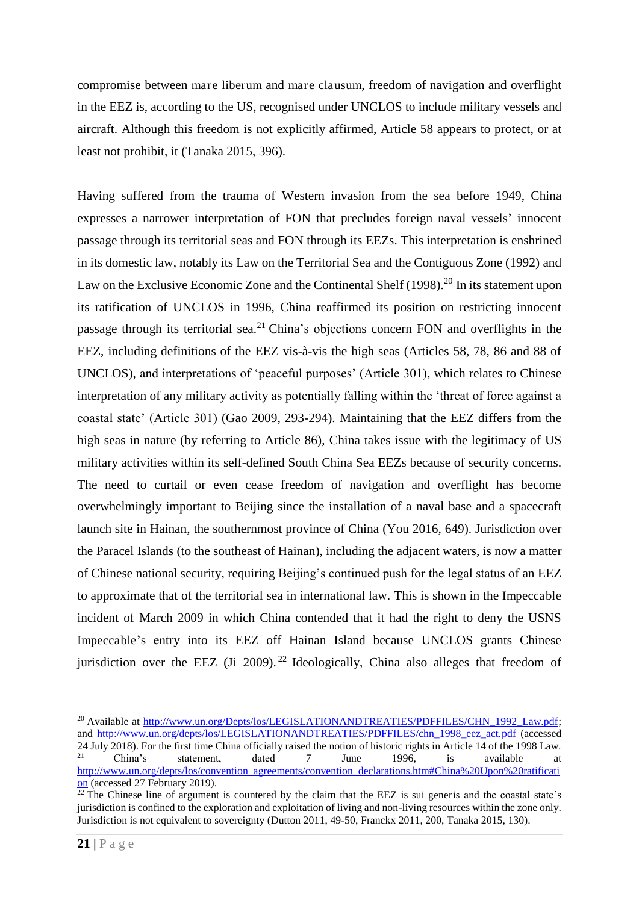compromise between *mare liberum* and *mare clausum*, freedom of navigation and overflight in the EEZ is, according to the US, recognised under UNCLOS to include military vessels and aircraft. Although this freedom is not explicitly affirmed, Article 58 appears to protect, or at least not prohibit, it (Tanaka 2015, 396).

Having suffered from the trauma of Western invasion from the sea before 1949, China expresses a narrower interpretation of FON that precludes foreign naval vessels' innocent passage through its territorial seas and FON through its EEZs. This interpretation is enshrined in its domestic law, notably its Law on the Territorial Sea and the Contiguous Zone (1992) and Law on the Exclusive Economic Zone and the Continental Shelf (1998).[20] In its statement upon its ratification of UNCLOS in 1996, China reaffirmed its position on restricting innocent passage through its territorial sea.[21] China's objections concern FON and overflights in the EEZ, including definitions of the EEZ vis-à-vis the high seas (Articles 58, 78, 86 and 88 of UNCLOS), and interpretations of 'peaceful purposes' (Article 301), which relates to Chinese interpretation of any military activity as potentially falling within the 'threat of force against a coastal state' (Article 301) (Gao 2009, 293-294). Maintaining that the EEZ differs from the high seas in nature (by referring to Article 86), China takes issue with the legitimacy of US military activities within its self-defined South China Sea EEZs because of security concerns. The need to curtail or even cease freedom of navigation and overflight has become overwhelmingly important to Beijing since the installation of a naval base and a spacecraft launch site in Hainan, the southernmost province of China (You 2016, 649). Jurisdiction over the Paracel Islands (to the southeast of Hainan), including the adjacent waters, is now a matter of Chinese national security, requiring Beijing's continued push for the legal status of an EEZ to approximate that of the territorial sea in international law. This is shown in the *Impeccable* incident of March 2009 in which China contended that it had the right to deny the USNS *Impeccable*'s entry into its EEZ off Hainan Island because UNCLOS grants Chinese jurisdiction over the EEZ (Ji 2009).[22] Ideologically, China also alleges that freedom of

---

[20] Available at http://www.un.org/Depts/los/LEGISLATIONANDTREATIES/PDFFILES/CHN_1992_Law.pdf; and http://www.un.org/depts/los/LEGISLATIONANDTREATIES/PDFFILES/chn_1998_eez_act.pdf (accessed 24 July 2018). For the first time China officially raised the notion of historic rights in Article 14 of the 1998 Law.

[21] China's statement, dated 7 June 1996, is available at http://www.un.org/depts/los/convention_agreements/convention_declarations.htm#China%20Upon%20ratification (accessed 27 February 2019).

[22] The Chinese line of argument is countered by the claim that the EEZ is sui generis and the coastal state's jurisdiction is confined to the exploration and exploitation of living and non-living resources within the zone only. Jurisdiction is not equivalent to sovereignty (Dutton 2011, 49-50, Franckx 2011, 200, Tanaka 2015, 130).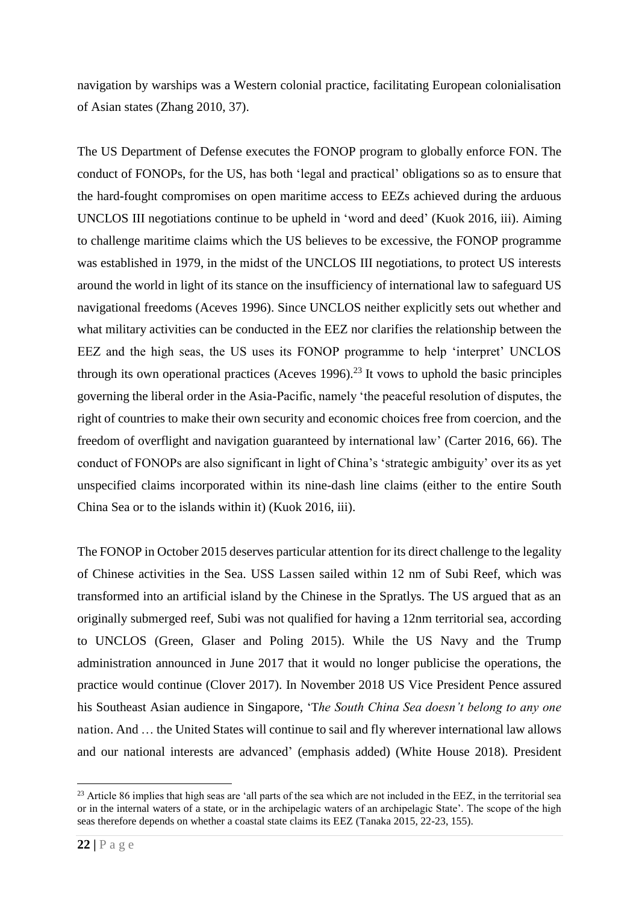navigation by warships was a Western colonial practice, facilitating European colonialisation of Asian states (Zhang 2010, 37).

The US Department of Defense executes the FONOP program to globally enforce FON. The conduct of FONOPs, for the US, has both 'legal and practical' obligations so as to ensure that the hard-fought compromises on open maritime access to EEZs achieved during the arduous UNCLOS III negotiations continue to be upheld in 'word and deed' (Kuok 2016, iii). Aiming to challenge maritime claims which the US believes to be excessive, the FONOP programme was established in 1979, in the midst of the UNCLOS III negotiations, to protect US interests around the world in light of its stance on the insufficiency of international law to safeguard US navigational freedoms (Aceves 1996). Since UNCLOS neither explicitly sets out whether and what military activities can be conducted in the EEZ nor clarifies the relationship between the EEZ and the high seas, the US uses its FONOP programme to help 'interpret' UNCLOS through its own operational practices (Aceves 1996).[23] It vows to uphold the basic principles governing the liberal order in the Asia-Pacific, namely 'the peaceful resolution of disputes, the right of countries to make their own security and economic choices free from coercion, and the freedom of overflight and navigation guaranteed by international law' (Carter 2016, 66). The conduct of FONOPs are also significant in light of China's 'strategic ambiguity' over its as yet unspecified claims incorporated within its nine-dash line claims (either to the entire South China Sea or to the islands within it) (Kuok 2016, iii).

The FONOP in October 2015 deserves particular attention for its direct challenge to the legality of Chinese activities in the Sea. USS Lassen sailed within 12 nm of Subi Reef, which was transformed into an artificial island by the Chinese in the Spratlys. The US argued that as an originally submerged reef, Subi was not qualified for having a 12nm territorial sea, according to UNCLOS (Green, Glaser and Poling 2015). While the US Navy and the Trump administration announced in June 2017 that it would no longer publicise the operations, the practice would continue (Clover 2017). In November 2018 US Vice President Pence assured his Southeast Asian audience in Singapore, 'T*he South China Sea doesn't belong to any one* nation. And … the United States will continue to sail and fly wherever international law allows and our national interests are advanced' (emphasis added) (White House 2018). President

[23] Article 86 implies that high seas are 'all parts of the sea which are not included in the EEZ, in the territorial sea or in the internal waters of a state, or in the archipelagic waters of an archipelagic State'. The scope of the high seas therefore depends on whether a coastal state claims its EEZ (Tanaka 2015, 22-23, 155).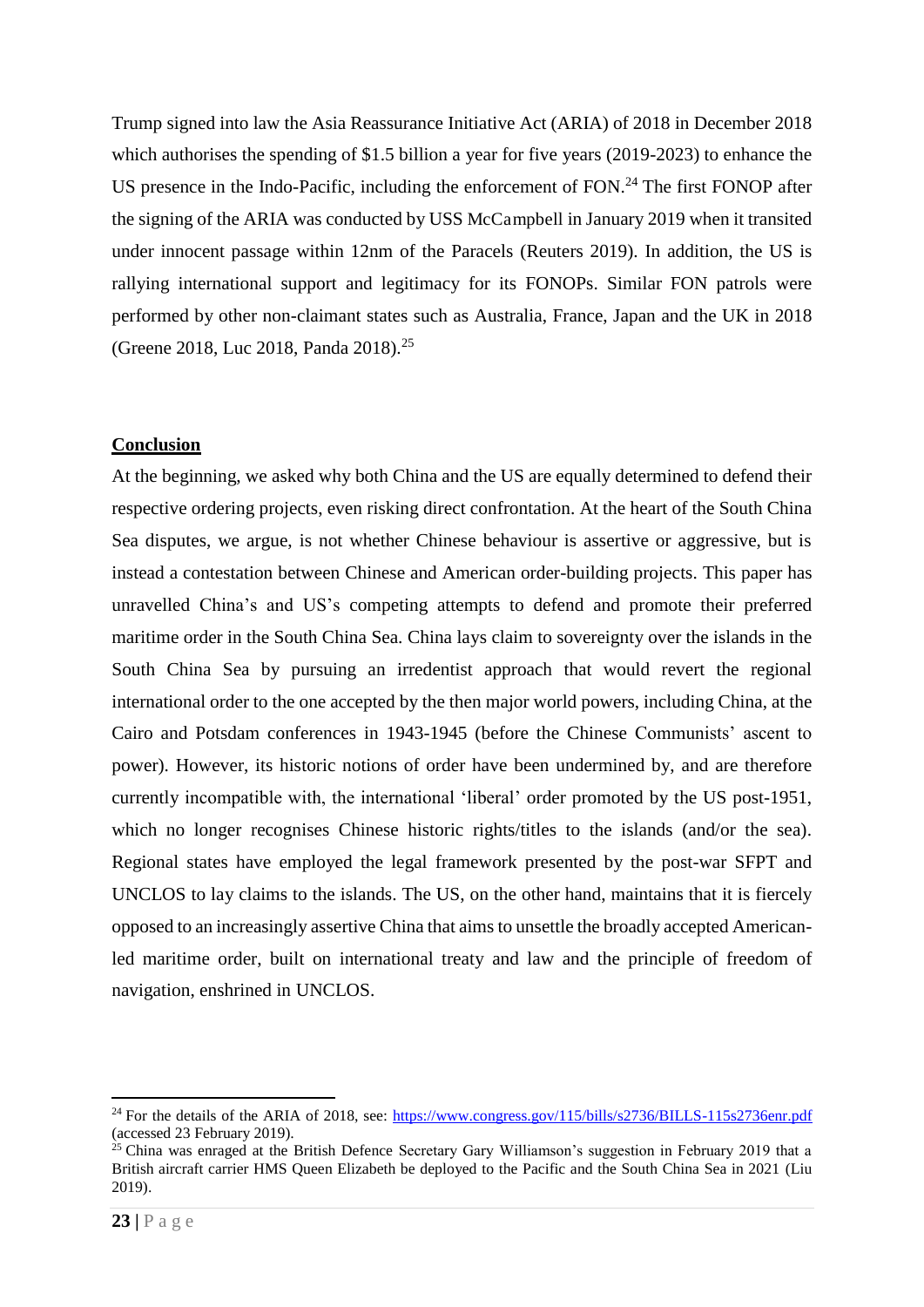Trump signed into law the Asia Reassurance Initiative Act (ARIA) of 2018 in December 2018 which authorises the spending of $1.5 billion a year for five years (2019-2023) to enhance the US presence in the Indo-Pacific, including the enforcement of FON.[24] The first FONOP after the signing of the ARIA was conducted by USS McCampbell in January 2019 when it transited under innocent passage within 12nm of the Paracels (Reuters 2019). In addition, the US is rallying international support and legitimacy for its FONOPs. Similar FON patrols were performed by other non-claimant states such as Australia, France, Japan and the UK in 2018 (Greene 2018, Luc 2018, Panda 2018).[25]

## Conclusion

At the beginning, we asked why both China and the US are equally determined to defend their respective ordering projects, even risking direct confrontation. At the heart of the South China Sea disputes, we argue, is not whether Chinese behaviour is assertive or aggressive, but is instead a contestation between Chinese and American order-building projects. This paper has unravelled China's and US's competing attempts to defend and promote their preferred maritime order in the South China Sea. China lays claim to sovereignty over the islands in the South China Sea by pursuing an irredentist approach that would revert the regional international order to the one accepted by the then major world powers, including China, at the Cairo and Potsdam conferences in 1943-1945 (before the Chinese Communists' ascent to power). However, its historic notions of order have been undermined by, and are therefore currently incompatible with, the international 'liberal' order promoted by the US post-1951, which no longer recognises Chinese historic rights/titles to the islands (and/or the sea). Regional states have employed the legal framework presented by the post-war SFPT and UNCLOS to lay claims to the islands. The US, on the other hand, maintains that it is fiercely opposed to an increasingly assertive China that aims to unsettle the broadly accepted American-led maritime order, built on international treaty and law and the principle of freedom of navigation, enshrined in UNCLOS.

---

[24] For the details of the ARIA of 2018, see: https://www.congress.gov/115/bills/s2736/BILLS-115s2736enr.pdf (accessed 23 February 2019).

[25] China was enraged at the British Defence Secretary Gary Williamson's suggestion in February 2019 that a British aircraft carrier HMS Queen Elizabeth be deployed to the Pacific and the South China Sea in 2021 (Liu 2019).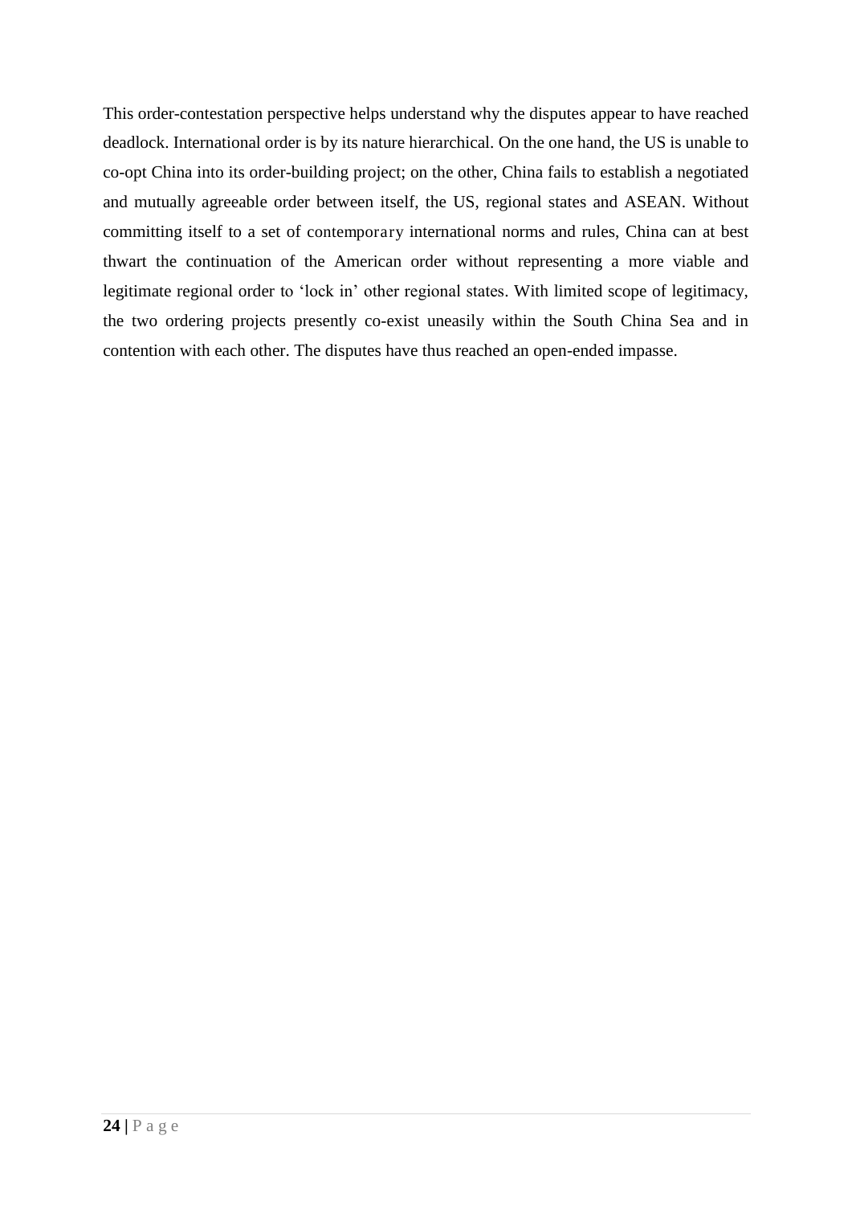This order-contestation perspective helps understand why the disputes appear to have reached deadlock. International order is by its nature hierarchical. On the one hand, the US is unable to co-opt China into its order-building project; on the other, China fails to establish a negotiated and mutually agreeable order between itself, the US, regional states and ASEAN. Without committing itself to a set of contemporary international norms and rules, China can at best thwart the continuation of the American order without representing a more viable and legitimate regional order to 'lock in' other regional states. With limited scope of legitimacy, the two ordering projects presently co-exist uneasily within the South China Sea and in contention with each other. The disputes have thus reached an open-ended impasse.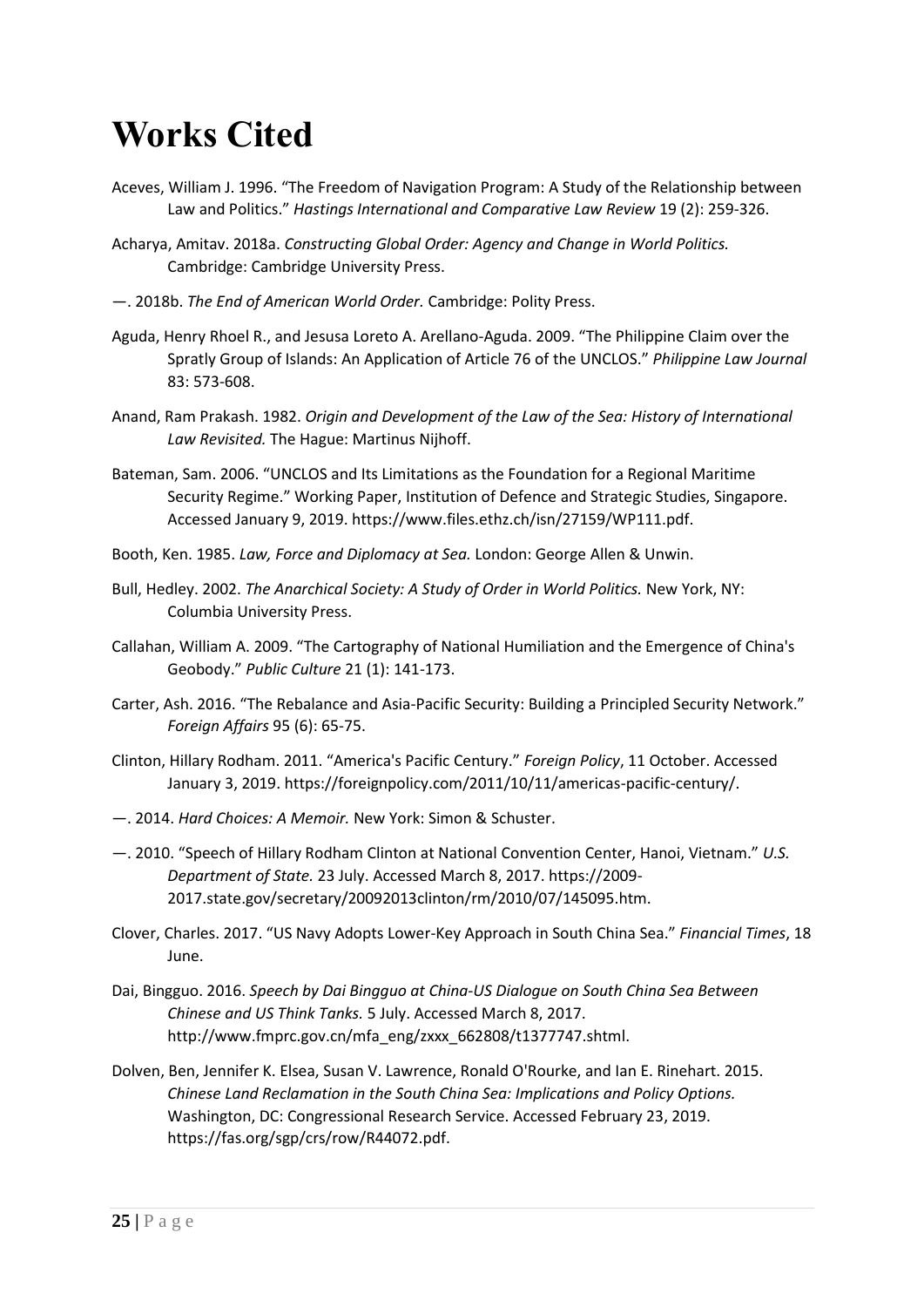# Works Cited

Aceves, William J. 1996. "The Freedom of Navigation Program: A Study of the Relationship between Law and Politics." *Hastings International and Comparative Law Review* 19 (2): 259-326.

Acharya, Amitav. 2018a. *Constructing Global Order: Agency and Change in World Politics.* Cambridge: Cambridge University Press.

—. 2018b. *The End of American World Order.* Cambridge: Polity Press.

Aguda, Henry Rhoel R., and Jesusa Loreto A. Arellano-Aguda. 2009. "The Philippine Claim over the Spratly Group of Islands: An Application of Article 76 of the UNCLOS." *Philippine Law Journal* 83: 573-608.

Anand, Ram Prakash. 1982. *Origin and Development of the Law of the Sea: History of International Law Revisited.* The Hague: Martinus Nijhoff.

Bateman, Sam. 2006. "UNCLOS and Its Limitations as the Foundation for a Regional Maritime Security Regime." Working Paper, Institution of Defence and Strategic Studies, Singapore. Accessed January 9, 2019. https://www.files.ethz.ch/isn/27159/WP111.pdf.

Booth, Ken. 1985. *Law, Force and Diplomacy at Sea.* London: George Allen & Unwin.

Bull, Hedley. 2002. *The Anarchical Society: A Study of Order in World Politics.* New York, NY: Columbia University Press.

Callahan, William A. 2009. "The Cartography of National Humiliation and the Emergence of China's Geobody." *Public Culture* 21 (1): 141-173.

Carter, Ash. 2016. "The Rebalance and Asia-Pacific Security: Building a Principled Security Network." *Foreign Affairs* 95 (6): 65-75.

Clinton, Hillary Rodham. 2011. "America's Pacific Century." *Foreign Policy*, 11 October. Accessed January 3, 2019. https://foreignpolicy.com/2011/10/11/americas-pacific-century/.

—. 2014. *Hard Choices: A Memoir.* New York: Simon & Schuster.

—. 2010. "Speech of Hillary Rodham Clinton at National Convention Center, Hanoi, Vietnam." *U.S. Department of State.* 23 July. Accessed March 8, 2017. https://2009-2017.state.gov/secretary/20092013clinton/rm/2010/07/145095.htm.

Clover, Charles. 2017. "US Navy Adopts Lower-Key Approach in South China Sea." *Financial Times*, 18 June.

Dai, Bingguo. 2016. *Speech by Dai Bingguo at China-US Dialogue on South China Sea Between Chinese and US Think Tanks.* 5 July. Accessed March 8, 2017. http://www.fmprc.gov.cn/mfa_eng/zxxx_662808/t1377747.shtml.

Dolven, Ben, Jennifer K. Elsea, Susan V. Lawrence, Ronald O'Rourke, and Ian E. Rinehart. 2015. *Chinese Land Reclamation in the South China Sea: Implications and Policy Options.* Washington, DC: Congressional Research Service. Accessed February 23, 2019. https://fas.org/sgp/crs/row/R44072.pdf.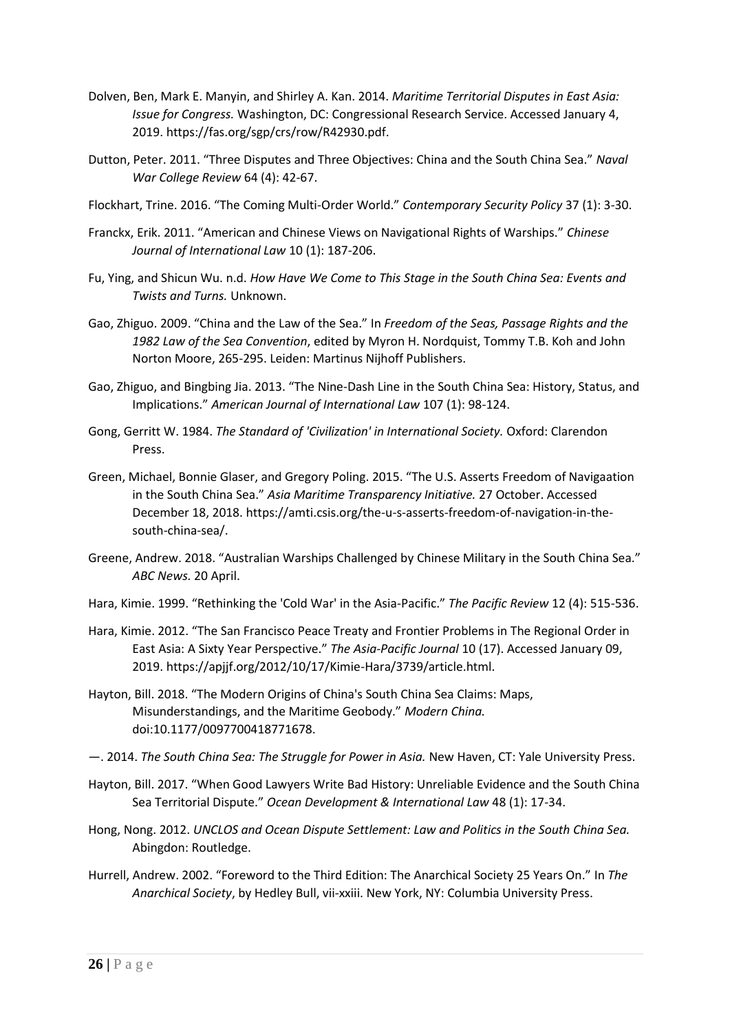Dolven, Ben, Mark E. Manyin, and Shirley A. Kan. 2014. *Maritime Territorial Disputes in East Asia: Issue for Congress.* Washington, DC: Congressional Research Service. Accessed January 4, 2019. https://fas.org/sgp/crs/row/R42930.pdf.

Dutton, Peter. 2011. "Three Disputes and Three Objectives: China and the South China Sea." *Naval War College Review* 64 (4): 42-67.

Flockhart, Trine. 2016. "The Coming Multi-Order World." *Contemporary Security Policy* 37 (1): 3-30.

Franckx, Erik. 2011. "American and Chinese Views on Navigational Rights of Warships." *Chinese Journal of International Law* 10 (1): 187-206.

Fu, Ying, and Shicun Wu. n.d. *How Have We Come to This Stage in the South China Sea: Events and Twists and Turns.* Unknown.

Gao, Zhiguo. 2009. "China and the Law of the Sea." In *Freedom of the Seas, Passage Rights and the 1982 Law of the Sea Convention*, edited by Myron H. Nordquist, Tommy T.B. Koh and John Norton Moore, 265-295. Leiden: Martinus Nijhoff Publishers.

Gao, Zhiguo, and Bingbing Jia. 2013. "The Nine-Dash Line in the South China Sea: History, Status, and Implications." *American Journal of International Law* 107 (1): 98-124.

Gong, Gerritt W. 1984. *The Standard of 'Civilization' in International Society.* Oxford: Clarendon Press.

Green, Michael, Bonnie Glaser, and Gregory Poling. 2015. "The U.S. Asserts Freedom of Navigaation in the South China Sea." *Asia Maritime Transparency Initiative.* 27 October. Accessed December 18, 2018. https://amti.csis.org/the-u-s-asserts-freedom-of-navigation-in-the-south-china-sea/.

Greene, Andrew. 2018. "Australian Warships Challenged by Chinese Military in the South China Sea." *ABC News.* 20 April.

Hara, Kimie. 1999. "Rethinking the 'Cold War' in the Asia-Pacific." *The Pacific Review* 12 (4): 515-536.

Hara, Kimie. 2012. "The San Francisco Peace Treaty and Frontier Problems in The Regional Order in East Asia: A Sixty Year Perspective." *The Asia-Pacific Journal* 10 (17). Accessed January 09, 2019. https://apjjf.org/2012/10/17/Kimie-Hara/3739/article.html.

Hayton, Bill. 2018. "The Modern Origins of China's South China Sea Claims: Maps, Misunderstandings, and the Maritime Geobody." *Modern China.* doi:10.1177/0097700418771678.

—. 2014. *The South China Sea: The Struggle for Power in Asia.* New Haven, CT: Yale University Press.

Hayton, Bill. 2017. "When Good Lawyers Write Bad History: Unreliable Evidence and the South China Sea Territorial Dispute." *Ocean Development & International Law* 48 (1): 17-34.

Hong, Nong. 2012. *UNCLOS and Ocean Dispute Settlement: Law and Politics in the South China Sea.* Abingdon: Routledge.

Hurrell, Andrew. 2002. "Foreword to the Third Edition: The Anarchical Society 25 Years On." In *The Anarchical Society*, by Hedley Bull, vii-xxiii. New York, NY: Columbia University Press.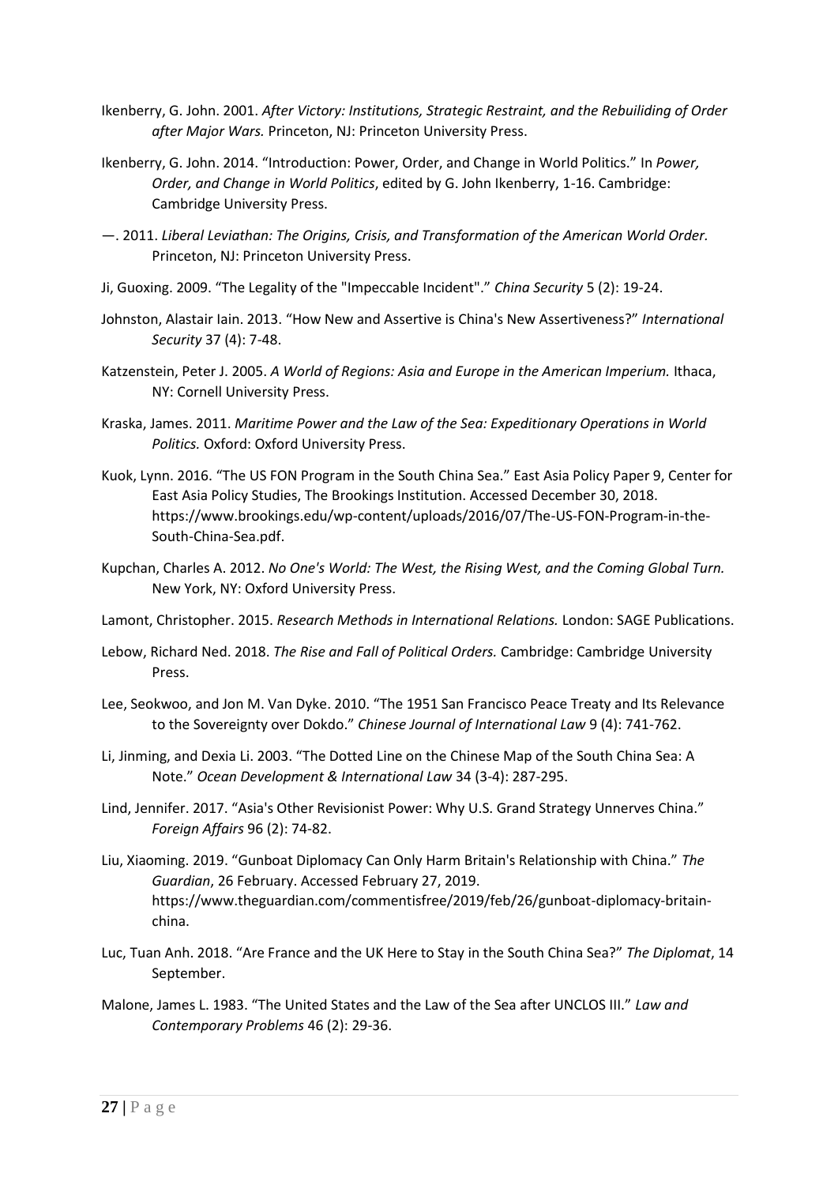Ikenberry, G. John. 2001. *After Victory: Institutions, Strategic Restraint, and the Rebuiliding of Order after Major Wars.* Princeton, NJ: Princeton University Press.

Ikenberry, G. John. 2014. "Introduction: Power, Order, and Change in World Politics." In *Power, Order, and Change in World Politics*, edited by G. John Ikenberry, 1-16. Cambridge: Cambridge University Press.

—. 2011. *Liberal Leviathan: The Origins, Crisis, and Transformation of the American World Order.* Princeton, NJ: Princeton University Press.

Ji, Guoxing. 2009. "The Legality of the "Impeccable Incident"." *China Security* 5 (2): 19-24.

Johnston, Alastair Iain. 2013. "How New and Assertive is China's New Assertiveness?" *International Security* 37 (4): 7-48.

Katzenstein, Peter J. 2005. *A World of Regions: Asia and Europe in the American Imperium.* Ithaca, NY: Cornell University Press.

Kraska, James. 2011. *Maritime Power and the Law of the Sea: Expeditionary Operations in World Politics.* Oxford: Oxford University Press.

Kuok, Lynn. 2016. "The US FON Program in the South China Sea." East Asia Policy Paper 9, Center for East Asia Policy Studies, The Brookings Institution. Accessed December 30, 2018. https://www.brookings.edu/wp-content/uploads/2016/07/The-US-FON-Program-in-the-South-China-Sea.pdf.

Kupchan, Charles A. 2012. *No One's World: The West, the Rising West, and the Coming Global Turn.* New York, NY: Oxford University Press.

Lamont, Christopher. 2015. *Research Methods in International Relations.* London: SAGE Publications.

Lebow, Richard Ned. 2018. *The Rise and Fall of Political Orders.* Cambridge: Cambridge University Press.

Lee, Seokwoo, and Jon M. Van Dyke. 2010. "The 1951 San Francisco Peace Treaty and Its Relevance to the Sovereignty over Dokdo." *Chinese Journal of International Law* 9 (4): 741-762.

Li, Jinming, and Dexia Li. 2003. "The Dotted Line on the Chinese Map of the South China Sea: A Note." *Ocean Development & International Law* 34 (3-4): 287-295.

Lind, Jennifer. 2017. "Asia's Other Revisionist Power: Why U.S. Grand Strategy Unnerves China." *Foreign Affairs* 96 (2): 74-82.

Liu, Xiaoming. 2019. "Gunboat Diplomacy Can Only Harm Britain's Relationship with China." *The Guardian*, 26 February. Accessed February 27, 2019. https://www.theguardian.com/commentisfree/2019/feb/26/gunboat-diplomacy-britain-china.

Luc, Tuan Anh. 2018. "Are France and the UK Here to Stay in the South China Sea?" *The Diplomat*, 14 September.

Malone, James L. 1983. "The United States and the Law of the Sea after UNCLOS III." *Law and Contemporary Problems* 46 (2): 29-36.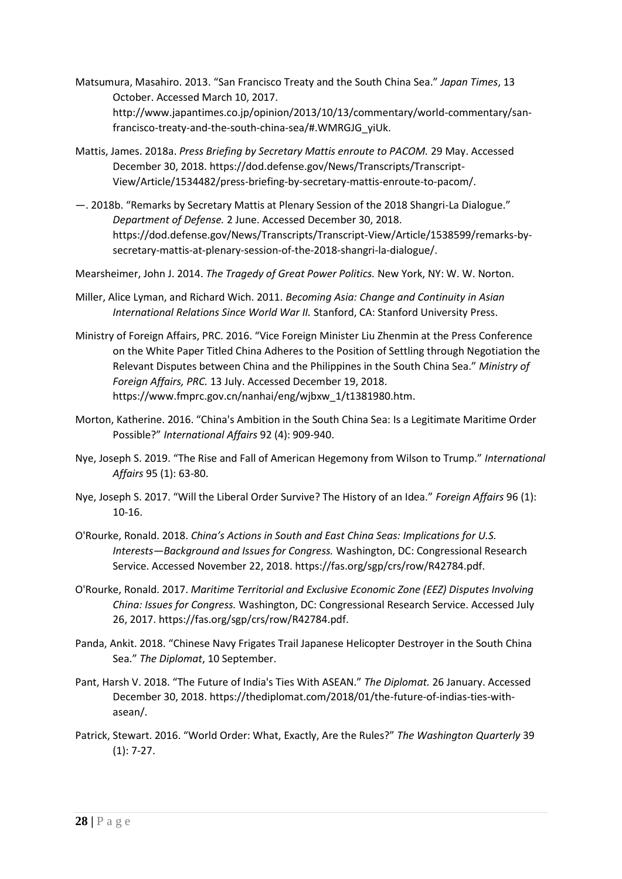Matsumura, Masahiro. 2013. "San Francisco Treaty and the South China Sea." *Japan Times*, 13 October. Accessed March 10, 2017. http://www.japantimes.co.jp/opinion/2013/10/13/commentary/world-commentary/san-francisco-treaty-and-the-south-china-sea/#.WMRGJG_yiUk.

Mattis, James. 2018a. *Press Briefing by Secretary Mattis enroute to PACOM.* 29 May. Accessed December 30, 2018. https://dod.defense.gov/News/Transcripts/Transcript-View/Article/1534482/press-briefing-by-secretary-mattis-enroute-to-pacom/.

—. 2018b. "Remarks by Secretary Mattis at Plenary Session of the 2018 Shangri-La Dialogue." *Department of Defense.* 2 June. Accessed December 30, 2018. https://dod.defense.gov/News/Transcripts/Transcript-View/Article/1538599/remarks-by-secretary-mattis-at-plenary-session-of-the-2018-shangri-la-dialogue/.

Mearsheimer, John J. 2014. *The Tragedy of Great Power Politics.* New York, NY: W. W. Norton.

Miller, Alice Lyman, and Richard Wich. 2011. *Becoming Asia: Change and Continuity in Asian International Relations Since World War II.* Stanford, CA: Stanford University Press.

Ministry of Foreign Affairs, PRC. 2016. "Vice Foreign Minister Liu Zhenmin at the Press Conference on the White Paper Titled China Adheres to the Position of Settling through Negotiation the Relevant Disputes between China and the Philippines in the South China Sea." *Ministry of Foreign Affairs, PRC.* 13 July. Accessed December 19, 2018. https://www.fmprc.gov.cn/nanhai/eng/wjbxw_1/t1381980.htm.

Morton, Katherine. 2016. "China's Ambition in the South China Sea: Is a Legitimate Maritime Order Possible?" *International Affairs* 92 (4): 909-940.

Nye, Joseph S. 2019. "The Rise and Fall of American Hegemony from Wilson to Trump." *International Affairs* 95 (1): 63-80.

Nye, Joseph S. 2017. "Will the Liberal Order Survive? The History of an Idea." *Foreign Affairs* 96 (1): 10-16.

O'Rourke, Ronald. 2018. *China's Actions in South and East China Seas: Implications for U.S. Interests—Background and Issues for Congress.* Washington, DC: Congressional Research Service. Accessed November 22, 2018. https://fas.org/sgp/crs/row/R42784.pdf.

O'Rourke, Ronald. 2017. *Maritime Territorial and Exclusive Economic Zone (EEZ) Disputes Involving China: Issues for Congress.* Washington, DC: Congressional Research Service. Accessed July 26, 2017. https://fas.org/sgp/crs/row/R42784.pdf.

Panda, Ankit. 2018. "Chinese Navy Frigates Trail Japanese Helicopter Destroyer in the South China Sea." *The Diplomat*, 10 September.

Pant, Harsh V. 2018. "The Future of India's Ties With ASEAN." *The Diplomat.* 26 January. Accessed December 30, 2018. https://thediplomat.com/2018/01/the-future-of-indias-ties-with-asean/.

Patrick, Stewart. 2016. "World Order: What, Exactly, Are the Rules?" *The Washington Quarterly* 39 (1): 7-27.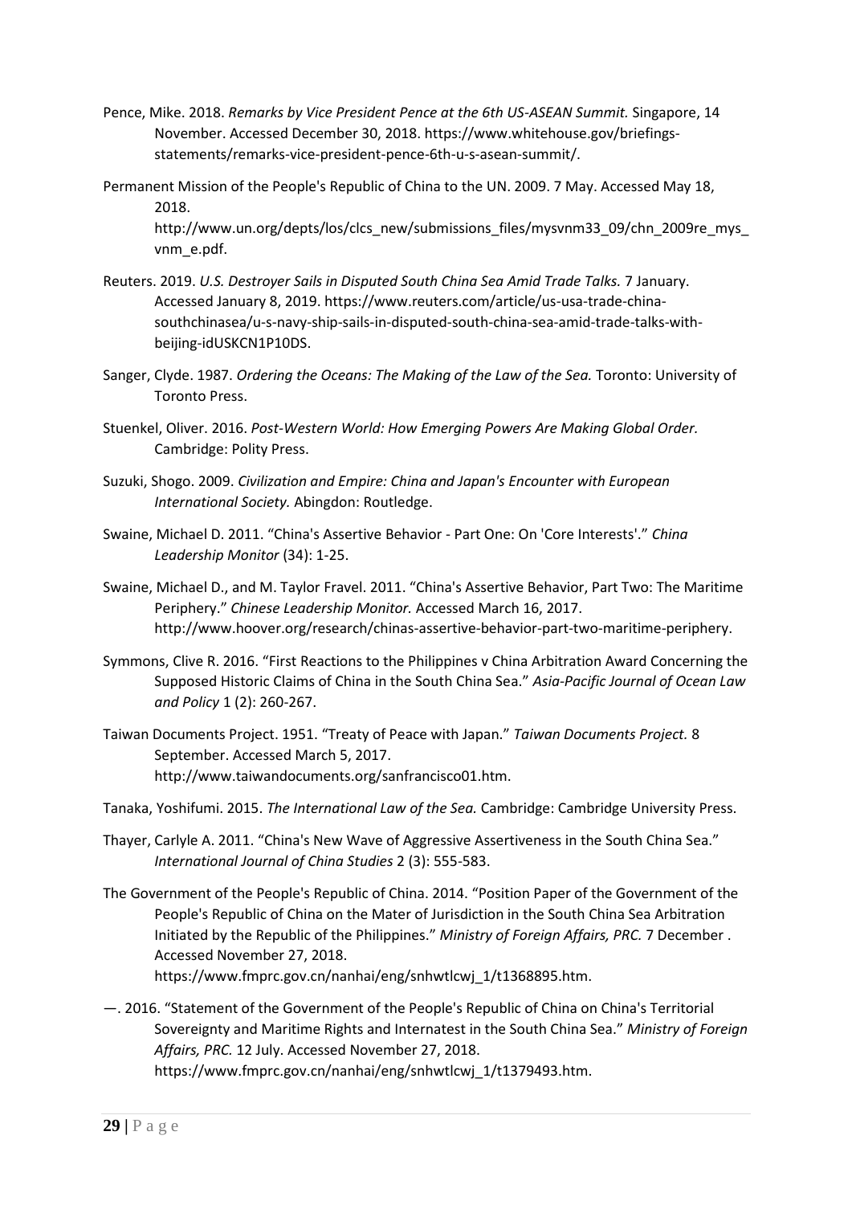Pence, Mike. 2018. *Remarks by Vice President Pence at the 6th US-ASEAN Summit.* Singapore, 14 November. Accessed December 30, 2018. https://www.whitehouse.gov/briefings-statements/remarks-vice-president-pence-6th-u-s-asean-summit/.

Permanent Mission of the People's Republic of China to the UN. 2009. 7 May. Accessed May 18, 2018. http://www.un.org/depts/los/clcs_new/submissions_files/mysvnm33_09/chn_2009re_mys_vnm_e.pdf.

Reuters. 2019. *U.S. Destroyer Sails in Disputed South China Sea Amid Trade Talks.* 7 January. Accessed January 8, 2019. https://www.reuters.com/article/us-usa-trade-china-southchinasea/u-s-navy-ship-sails-in-disputed-south-china-sea-amid-trade-talks-with-beijing-idUSKCN1P10DS.

Sanger, Clyde. 1987. *Ordering the Oceans: The Making of the Law of the Sea.* Toronto: University of Toronto Press.

Stuenkel, Oliver. 2016. *Post-Western World: How Emerging Powers Are Making Global Order.* Cambridge: Polity Press.

Suzuki, Shogo. 2009. *Civilization and Empire: China and Japan's Encounter with European International Society.* Abingdon: Routledge.

Swaine, Michael D. 2011. "China's Assertive Behavior - Part One: On 'Core Interests'." *China Leadership Monitor* (34): 1-25.

Swaine, Michael D., and M. Taylor Fravel. 2011. "China's Assertive Behavior, Part Two: The Maritime Periphery." *Chinese Leadership Monitor.* Accessed March 16, 2017. http://www.hoover.org/research/chinas-assertive-behavior-part-two-maritime-periphery.

Symmons, Clive R. 2016. "First Reactions to the Philippines v China Arbitration Award Concerning the Supposed Historic Claims of China in the South China Sea." *Asia-Pacific Journal of Ocean Law and Policy* 1 (2): 260-267.

Taiwan Documents Project. 1951. "Treaty of Peace with Japan." *Taiwan Documents Project.* 8 September. Accessed March 5, 2017. http://www.taiwandocuments.org/sanfrancisco01.htm.

Tanaka, Yoshifumi. 2015. *The International Law of the Sea.* Cambridge: Cambridge University Press.

Thayer, Carlyle A. 2011. "China's New Wave of Aggressive Assertiveness in the South China Sea." *International Journal of China Studies* 2 (3): 555-583.

The Government of the People's Republic of China. 2014. "Position Paper of the Government of the People's Republic of China on the Mater of Jurisdiction in the South China Sea Arbitration Initiated by the Republic of the Philippines." *Ministry of Foreign Affairs, PRC.* 7 December . Accessed November 27, 2018. https://www.fmprc.gov.cn/nanhai/eng/snhwtlcwj_1/t1368895.htm.

—. 2016. "Statement of the Government of the People's Republic of China on China's Territorial Sovereignty and Maritime Rights and Internatest in the South China Sea." *Ministry of Foreign Affairs, PRC.* 12 July. Accessed November 27, 2018. https://www.fmprc.gov.cn/nanhai/eng/snhwtlcwj_1/t1379493.htm.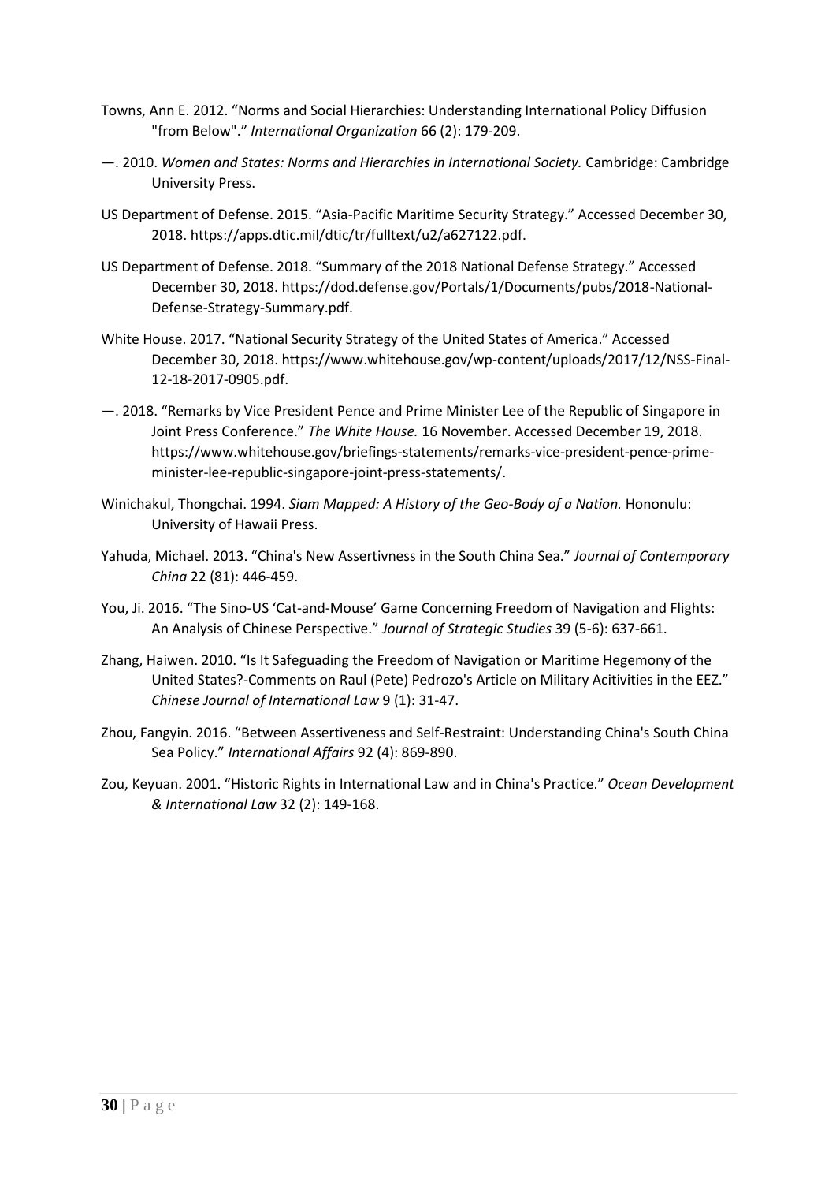Towns, Ann E. 2012. "Norms and Social Hierarchies: Understanding International Policy Diffusion "from Below"." *International Organization* 66 (2): 179-209.

—. 2010. *Women and States: Norms and Hierarchies in International Society.* Cambridge: Cambridge University Press.

US Department of Defense. 2015. "Asia-Pacific Maritime Security Strategy." Accessed December 30, 2018. https://apps.dtic.mil/dtic/tr/fulltext/u2/a627122.pdf.

US Department of Defense. 2018. "Summary of the 2018 National Defense Strategy." Accessed December 30, 2018. https://dod.defense.gov/Portals/1/Documents/pubs/2018-National-Defense-Strategy-Summary.pdf.

White House. 2017. "National Security Strategy of the United States of America." Accessed December 30, 2018. https://www.whitehouse.gov/wp-content/uploads/2017/12/NSS-Final-12-18-2017-0905.pdf.

—. 2018. "Remarks by Vice President Pence and Prime Minister Lee of the Republic of Singapore in Joint Press Conference." *The White House.* 16 November. Accessed December 19, 2018. https://www.whitehouse.gov/briefings-statements/remarks-vice-president-pence-prime-minister-lee-republic-singapore-joint-press-statements/.

Winichakul, Thongchai. 1994. *Siam Mapped: A History of the Geo-Body of a Nation.* Hononulu: University of Hawaii Press.

Yahuda, Michael. 2013. "China's New Assertivness in the South China Sea." *Journal of Contemporary China* 22 (81): 446-459.

You, Ji. 2016. "The Sino-US 'Cat-and-Mouse' Game Concerning Freedom of Navigation and Flights: An Analysis of Chinese Perspective." *Journal of Strategic Studies* 39 (5-6): 637-661.

Zhang, Haiwen. 2010. "Is It Safeguading the Freedom of Navigation or Maritime Hegemony of the United States?-Comments on Raul (Pete) Pedrozo's Article on Military Acitivities in the EEZ." *Chinese Journal of International Law* 9 (1): 31-47.

Zhou, Fangyin. 2016. "Between Assertiveness and Self-Restraint: Understanding China's South China Sea Policy." *International Affairs* 92 (4): 869-890.

Zou, Keyuan. 2001. "Historic Rights in International Law and in China's Practice." *Ocean Development & International Law* 32 (2): 149-168.